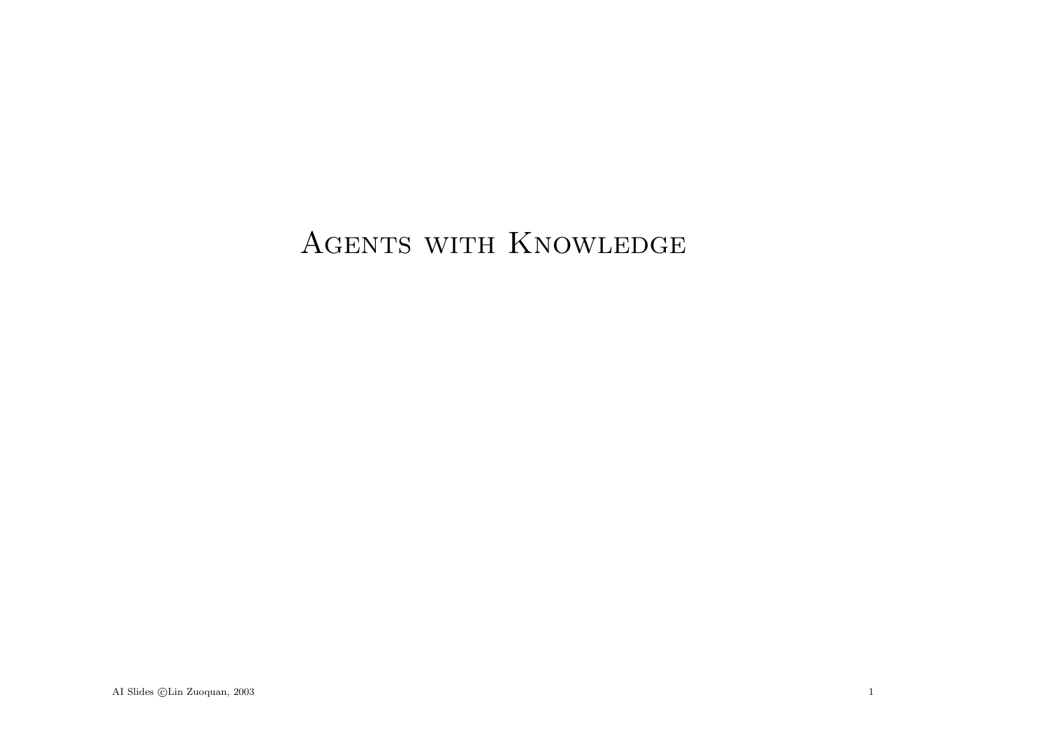# Agents with Knowledge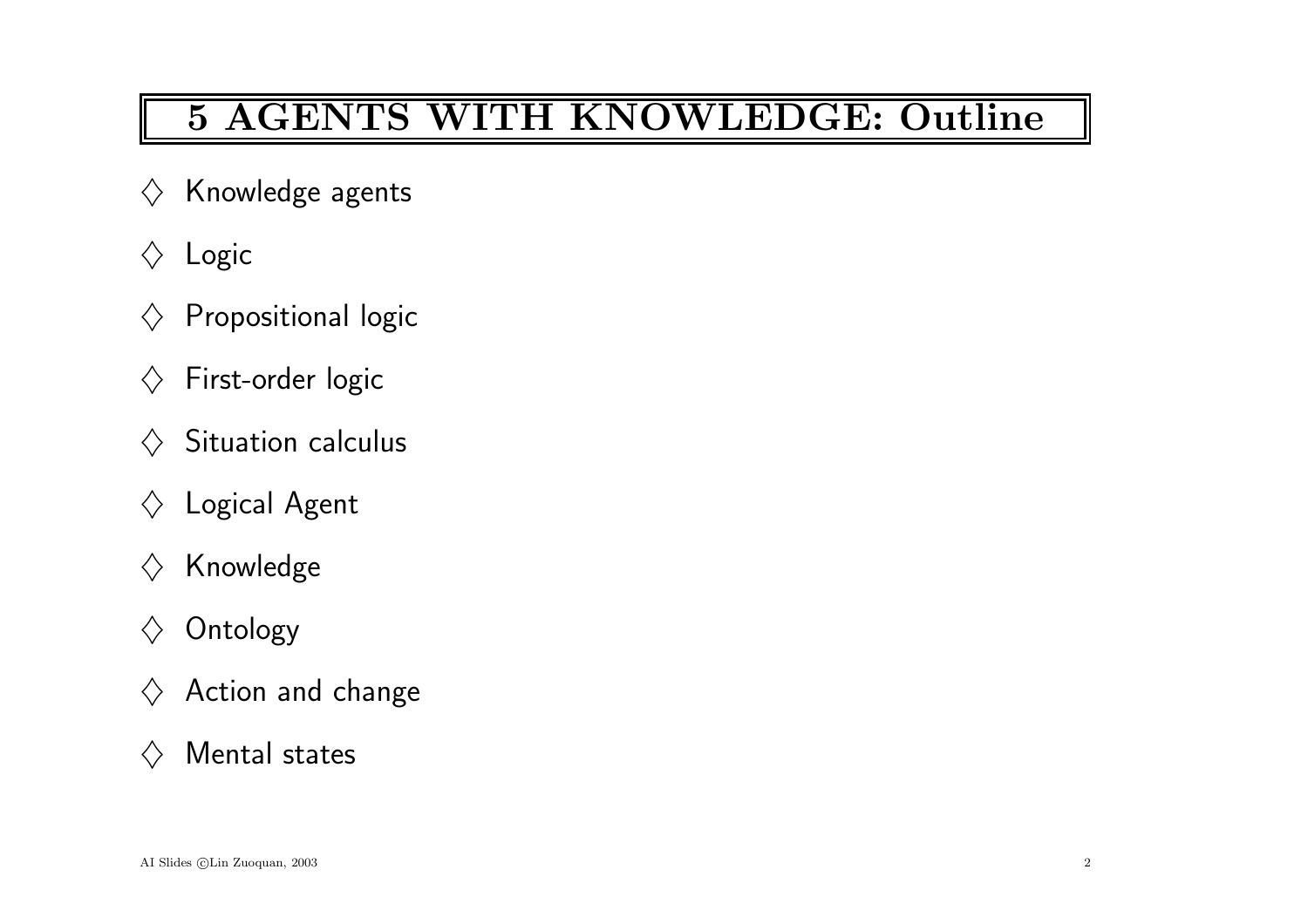# 5 AGENTS WITH KNOWLEDGE: Outline

◇ Knowledge agents

◇ Logic

◇ Propositional logic

◇ First-order logic

◇ Situation calculus

◇ Logical Agent

◇ Knowledge

◇ Ontology

◇ Action and change

◇ Mental states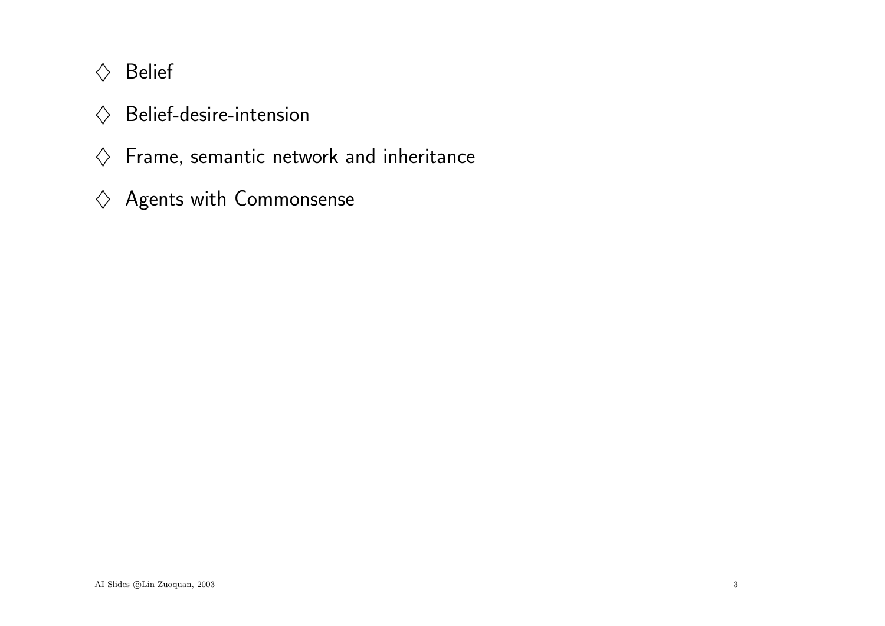- Belief
- Belief-desire-intension
- Frame, semantic network and inheritance
- Agents with Commonsense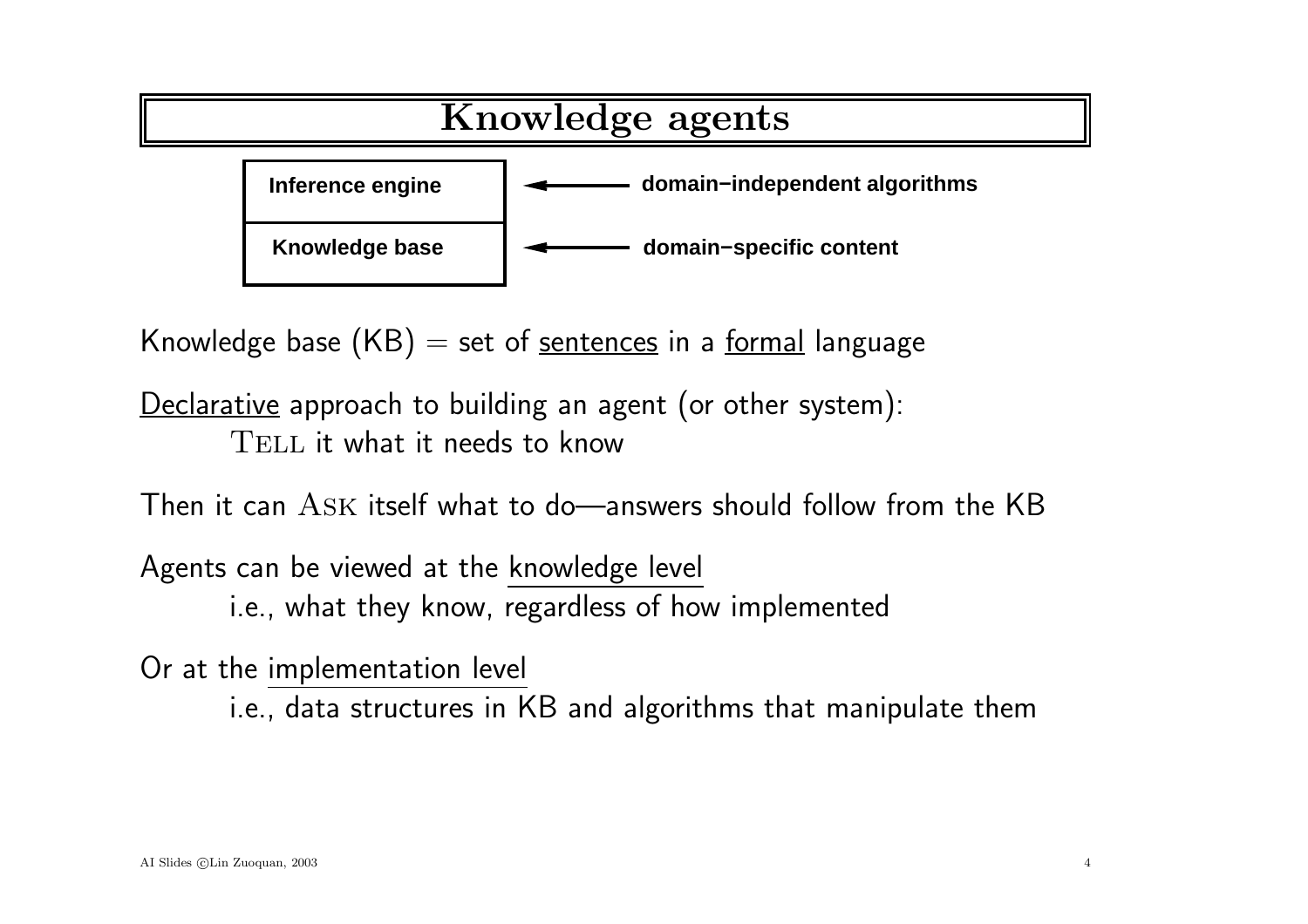# Knowledge agents

| Inference engine | ← domain−independent algorithms |
|---|---|
| Knowledge base | ← domain−specific content |

Knowledge base (KB) = set of <u>sentences</u> in a <u>formal</u> language

<u>Declarative</u> approach to building an agent (or other system):
    TELL it what it needs to know

Then it can ASK itself what to do—answers should follow from the KB

Agents can be viewed at the <u>knowledge level</u>
    i.e., what they know, regardless of how implemented

Or at the <u>implementation level</u>
    i.e., data structures in KB and algorithms that manipulate them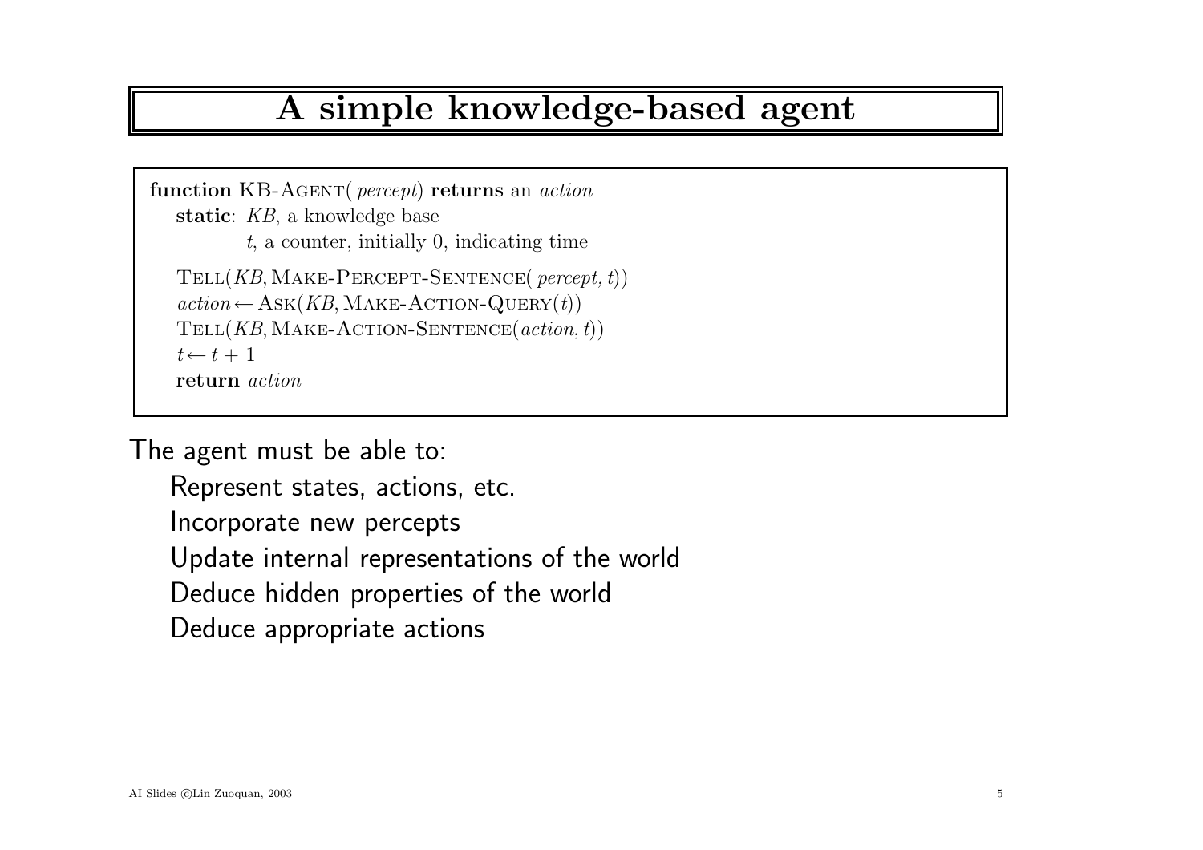# A simple knowledge-based agent

```
function KB-AGENT( percept) returns an action
   static: KB, a knowledge base
           t, a counter, initially 0, indicating time

   TELL(KB, MAKE-PERCEPT-SENTENCE( percept, t))
   action ← ASK(KB, MAKE-ACTION-QUERY(t))
   TELL(KB, MAKE-ACTION-SENTENCE(action, t))
   t ← t + 1
   return action
```

The agent must be able to:

- Represent states, actions, etc.
- Incorporate new percepts
- Update internal representations of the world
- Deduce hidden properties of the world
- Deduce appropriate actions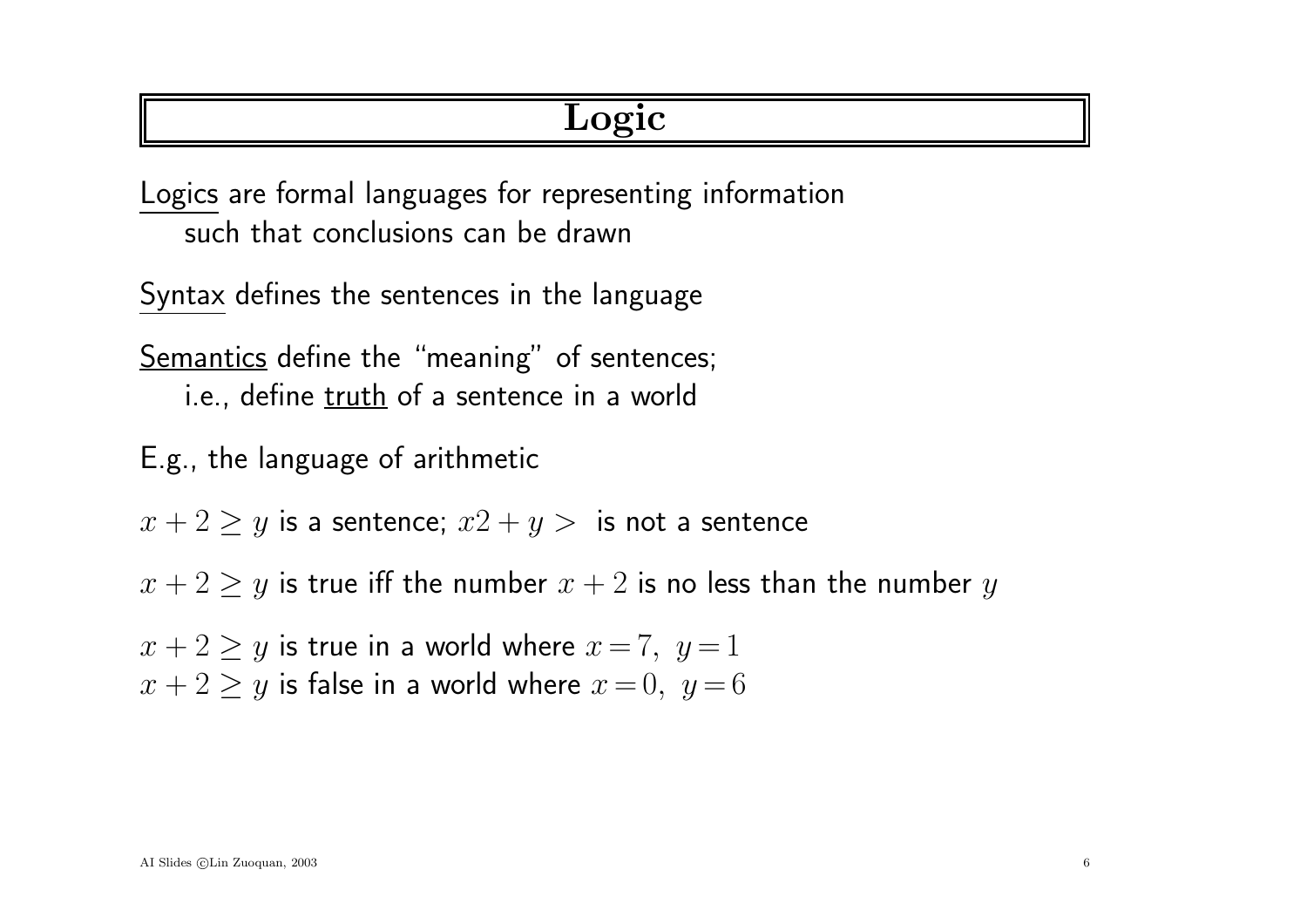# Logic

Logics are formal languages for representing information
such that conclusions can be drawn

Syntax defines the sentences in the language

Semantics define the "meaning" of sentences;
i.e., define truth of a sentence in a world

E.g., the language of arithmetic

$x + 2 \geq y$ is a sentence; $x2 + y >$ is not a sentence

$x + 2 \geq y$ is true iff the number $x + 2$ is no less than the number $y$

$x + 2 \geq y$ is true in a world where $x = 7,\ y = 1$
$x + 2 \geq y$ is false in a world where $x = 0,\ y = 6$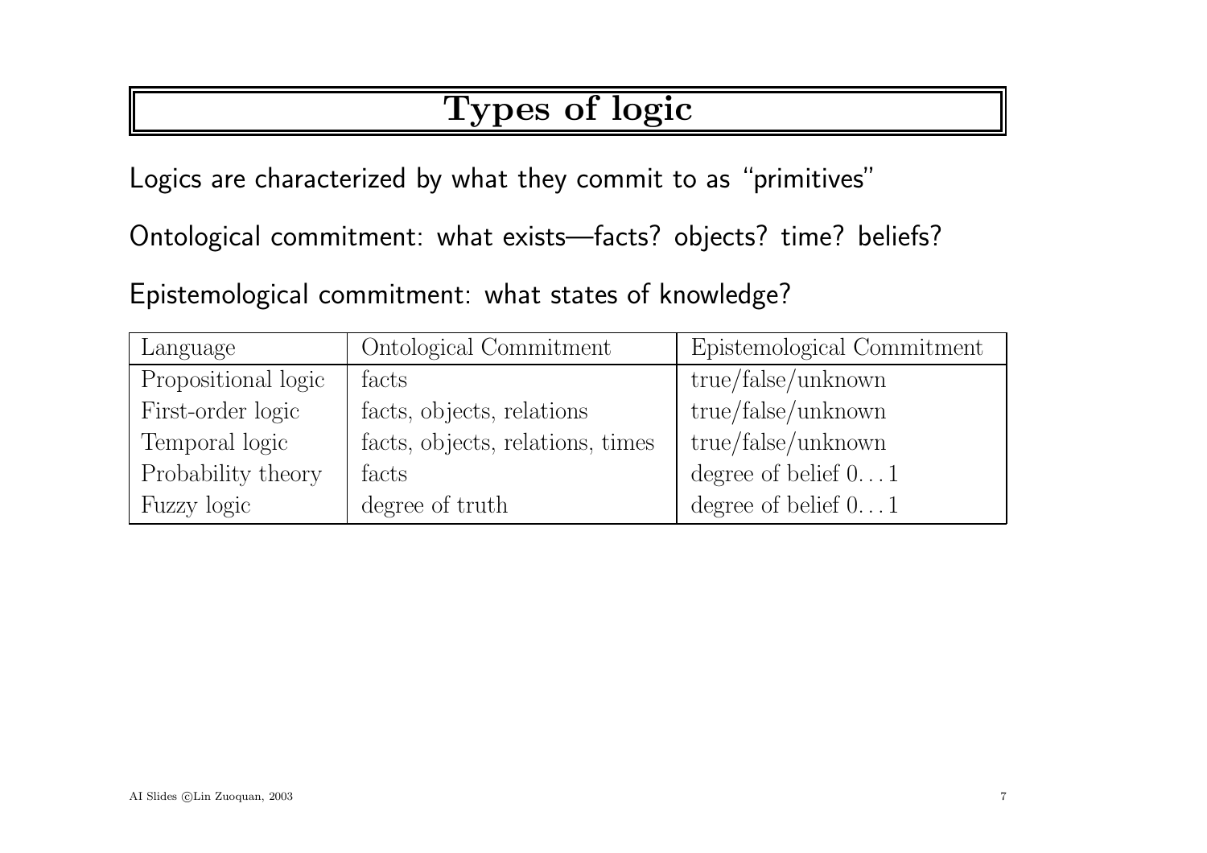# Types of logic

Logics are characterized by what they commit to as "primitives"

Ontological commitment: what exists—facts? objects? time? beliefs?

Epistemological commitment: what states of knowledge?

| Language | Ontological Commitment | Epistemological Commitment |
|---|---|---|
| Propositional logic | facts | true/false/unknown |
| First-order logic | facts, objects, relations | true/false/unknown |
| Temporal logic | facts, objects, relations, times | true/false/unknown |
| Probability theory | facts | degree of belief $0 \ldots 1$ |
| Fuzzy logic | degree of truth | degree of belief $0 \ldots 1$ |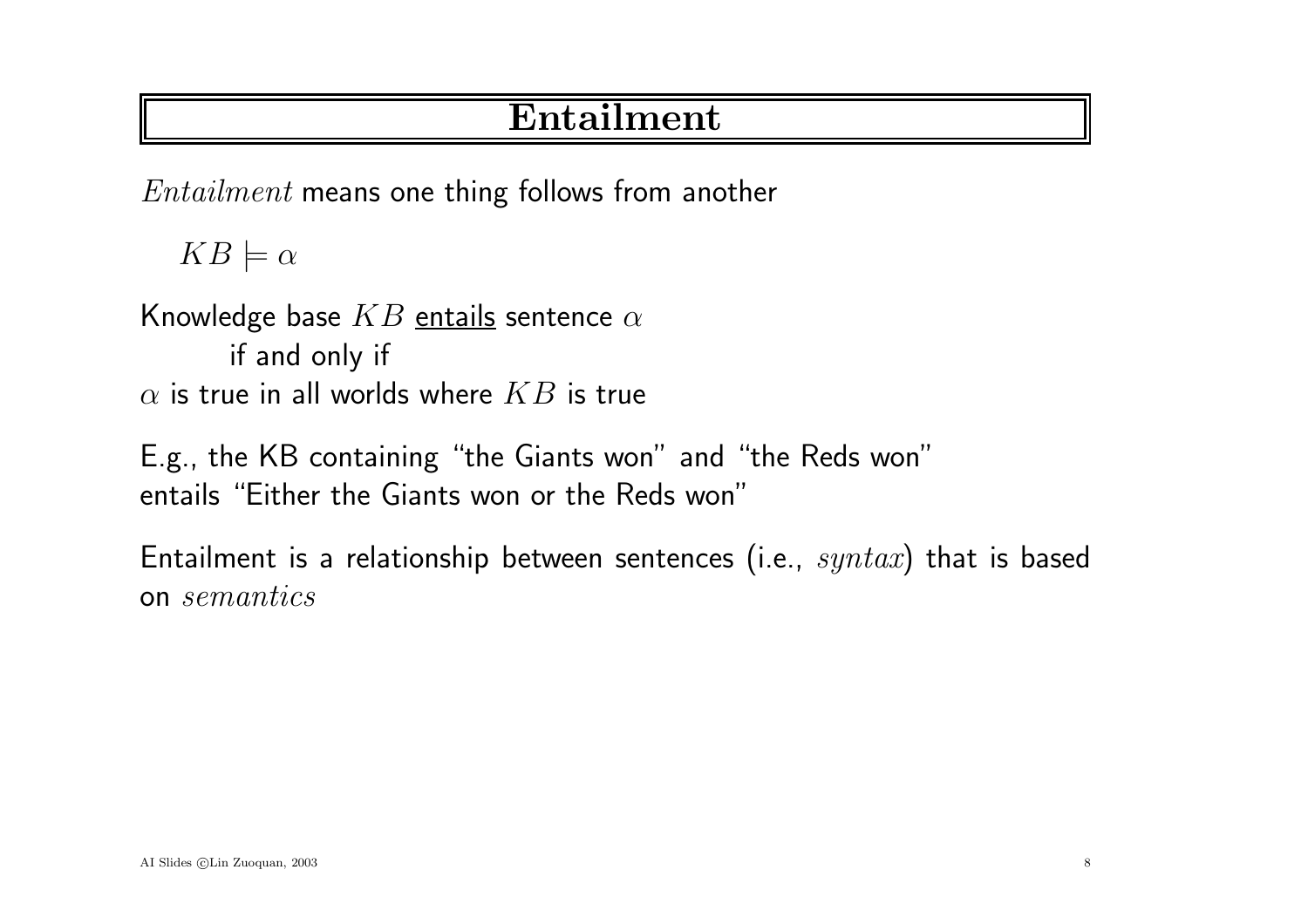# Entailment

*Entailment* means one thing follows from another

$KB \models \alpha$

Knowledge base $KB$ <u>entails</u> sentence $\alpha$
if and only if
$\alpha$ is true in all worlds where $KB$ is true

E.g., the KB containing "the Giants won" and "the Reds won" entails "Either the Giants won or the Reds won"

Entailment is a relationship between sentences (i.e., *syntax*) that is based on *semantics*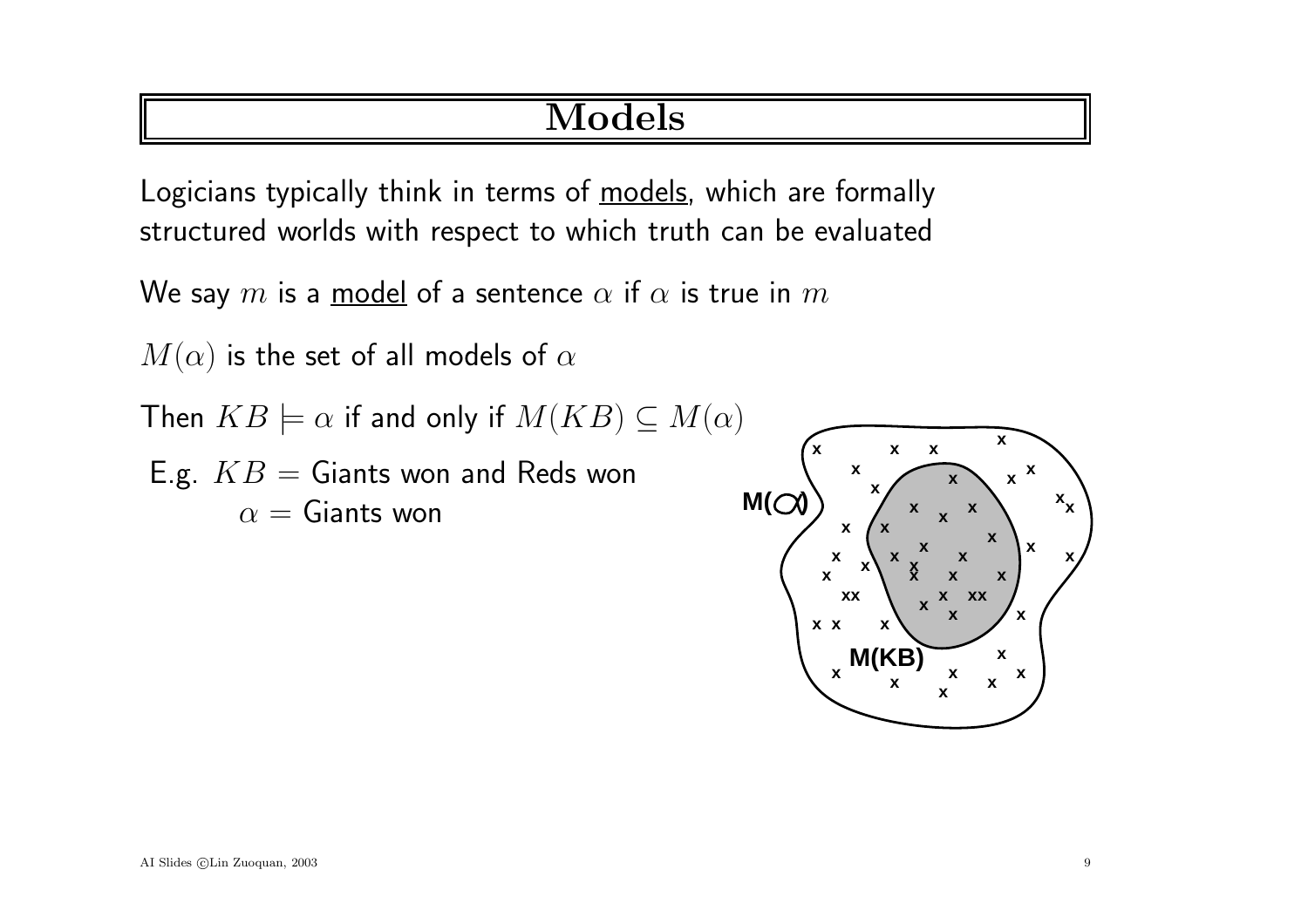# Models

Logicians typically think in terms of <u>models</u>, which are formally structured worlds with respect to which truth can be evaluated

We say $m$ is a <u>model</u> of a sentence $\alpha$ if $\alpha$ is true in $m$

$M(\alpha)$ is the set of all models of $\alpha$

Then $KB \models \alpha$ if and only if $M(KB) \subseteq M(\alpha)$

E.g. $KB$ = Giants won and Reds won
$\alpha$ = Giants won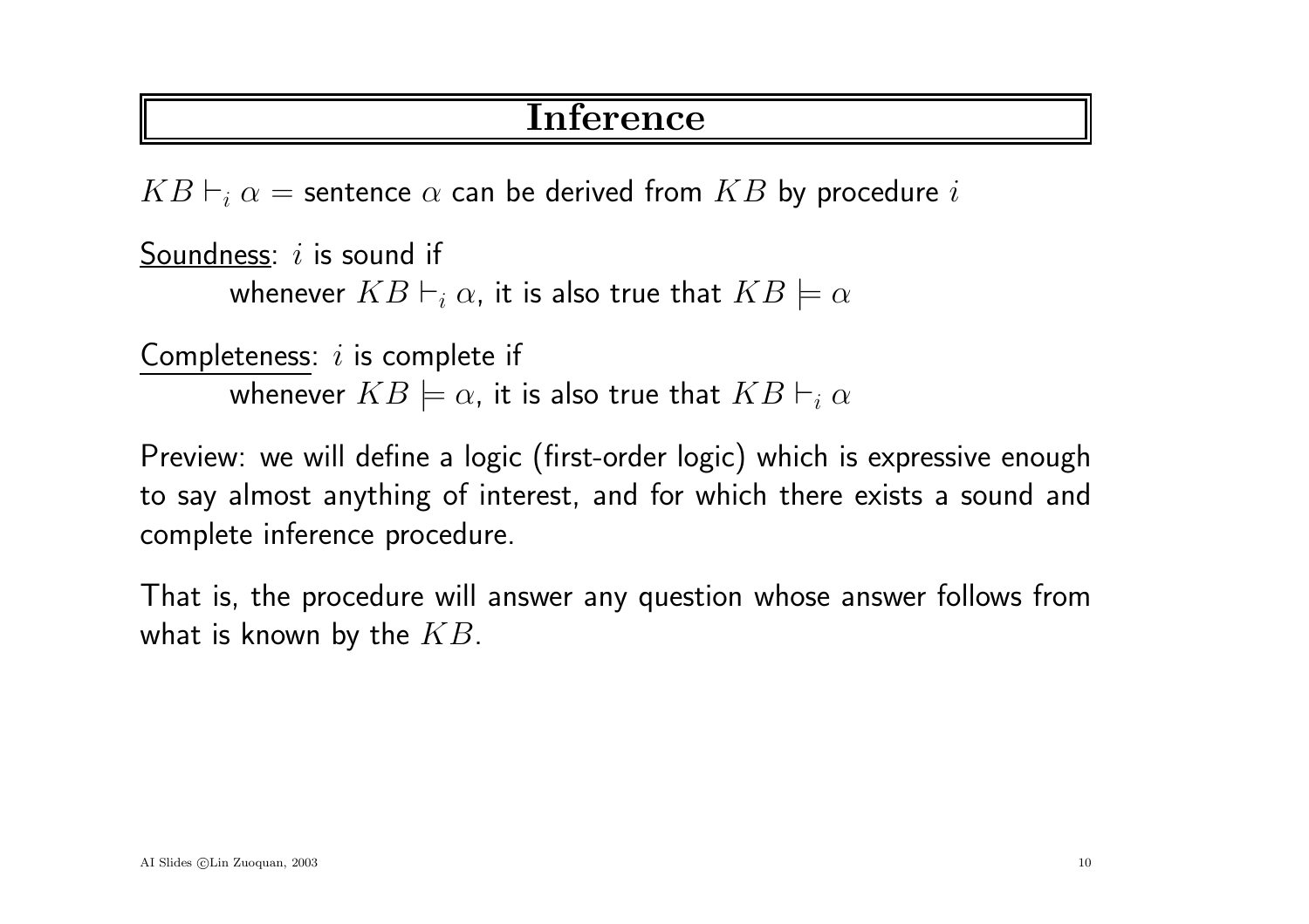# Inference

$KB \vdash_i \alpha$ = sentence $\alpha$ can be derived from $KB$ by procedure $i$

Soundness: $i$ is sound if
whenever $KB \vdash_i \alpha$, it is also true that $KB \models \alpha$

Completeness: $i$ is complete if
whenever $KB \models \alpha$, it is also true that $KB \vdash_i \alpha$

Preview: we will define a logic (first-order logic) which is expressive enough to say almost anything of interest, and for which there exists a sound and complete inference procedure.

That is, the procedure will answer any question whose answer follows from what is known by the $KB$.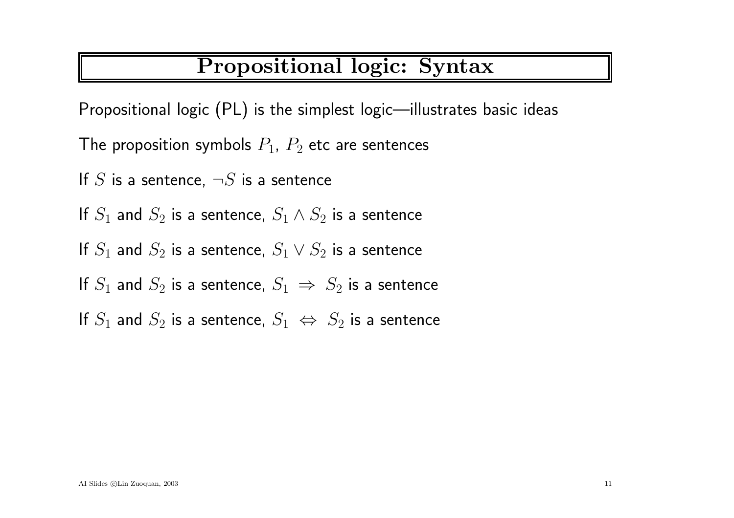# Propositional logic: Syntax

Propositional logic (PL) is the simplest logic—illustrates basic ideas

The proposition symbols $P_1$, $P_2$ etc are sentences

If $S$ is a sentence, $\neg S$ is a sentence

If $S_1$ and $S_2$ is a sentence, $S_1 \wedge S_2$ is a sentence

If $S_1$ and $S_2$ is a sentence, $S_1 \vee S_2$ is a sentence

If $S_1$ and $S_2$ is a sentence, $S_1 \Rightarrow S_2$ is a sentence

If $S_1$ and $S_2$ is a sentence, $S_1 \Leftrightarrow S_2$ is a sentence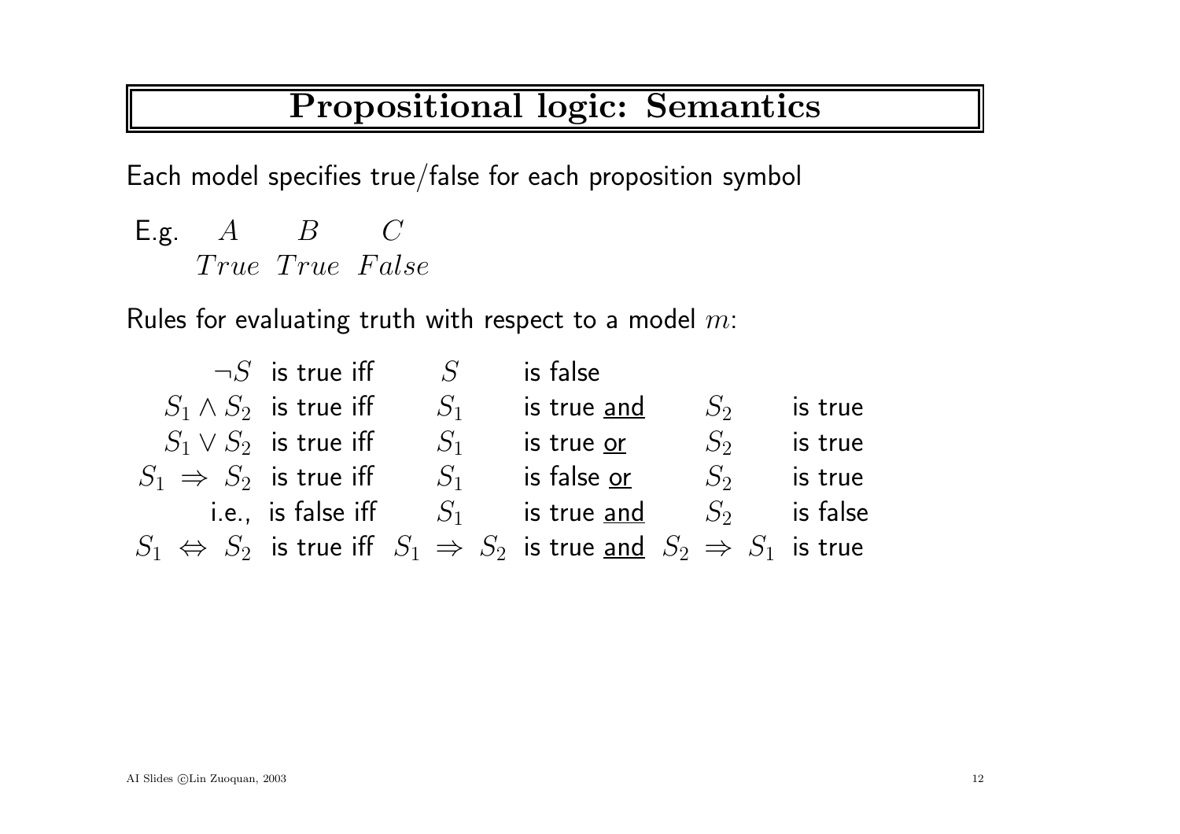# Propositional logic: Semantics

Each model specifies true/false for each proposition symbol

| E.g. | $A$ | $B$ | $C$ |
|---|---|---|---|
| | $True$ | $True$ | $False$ |

Rules for evaluating truth with respect to a model $m$:

| | | | | | |
|---|---|---|---|---|---|
| $\neg S$ | is true iff | $S$ | is false | | |
| $S_1 \wedge S_2$ | is true iff | $S_1$ | is true <u>and</u> | $S_2$ | is true |
| $S_1 \vee S_2$ | is true iff | $S_1$ | is true <u>or</u> | $S_2$ | is true |
| $S_1 \Rightarrow S_2$ | is true iff | $S_1$ | is false <u>or</u> | $S_2$ | is true |
| | i.e., is false iff | $S_1$ | is true <u>and</u> | $S_2$ | is false |
| $S_1 \Leftrightarrow S_2$ | is true iff | $S_1 \Rightarrow S_2$ | is true <u>and</u> | $S_2 \Rightarrow S_1$ | is true |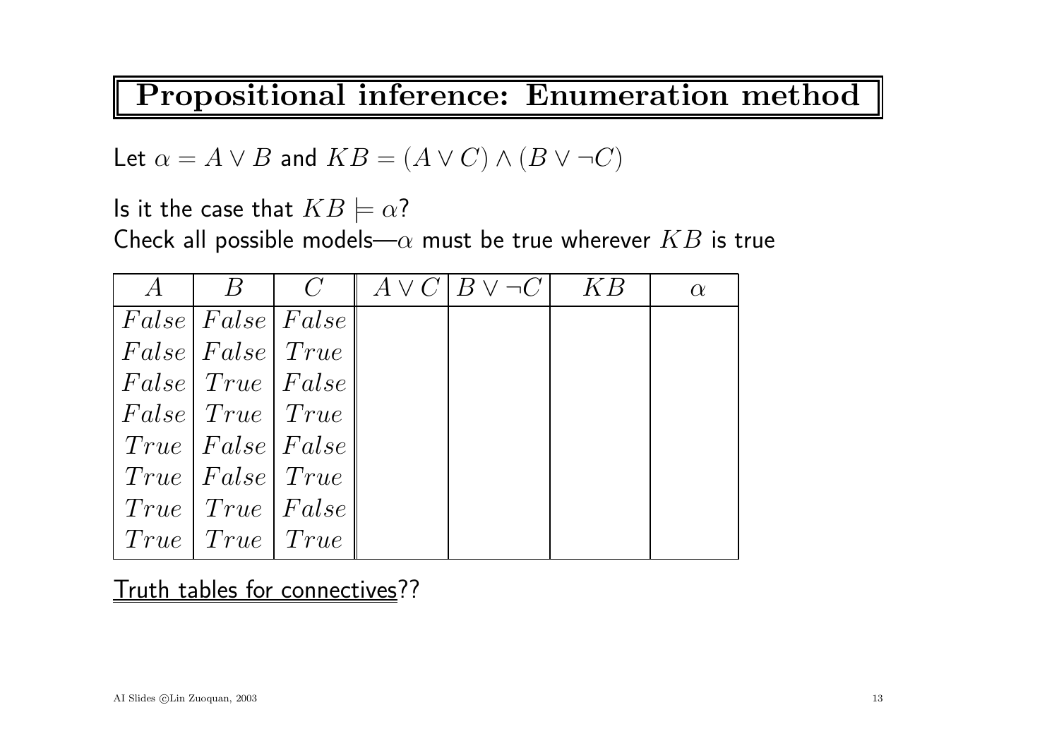# Propositional inference: Enumeration method

Let $\alpha = A \vee B$ and $KB = (A \vee C) \wedge (B \vee \neg C)$

Is it the case that $KB \models \alpha$?
Check all possible models—$\alpha$ must be true wherever $KB$ is true

| $A$ | $B$ | $C$ | $A \vee C$ | $B \vee \neg C$ | $KB$ | $\alpha$ |
|---|---|---|---|---|---|---|
| $False$ | $False$ | $False$ | | | | |
| $False$ | $False$ | $True$ | | | | |
| $False$ | $True$ | $False$ | | | | |
| $False$ | $True$ | $True$ | | | | |
| $True$ | $False$ | $False$ | | | | |
| $True$ | $False$ | $True$ | | | | |
| $True$ | $True$ | $False$ | | | | |
| $True$ | $True$ | $True$ | | | | |

Truth tables for connectives??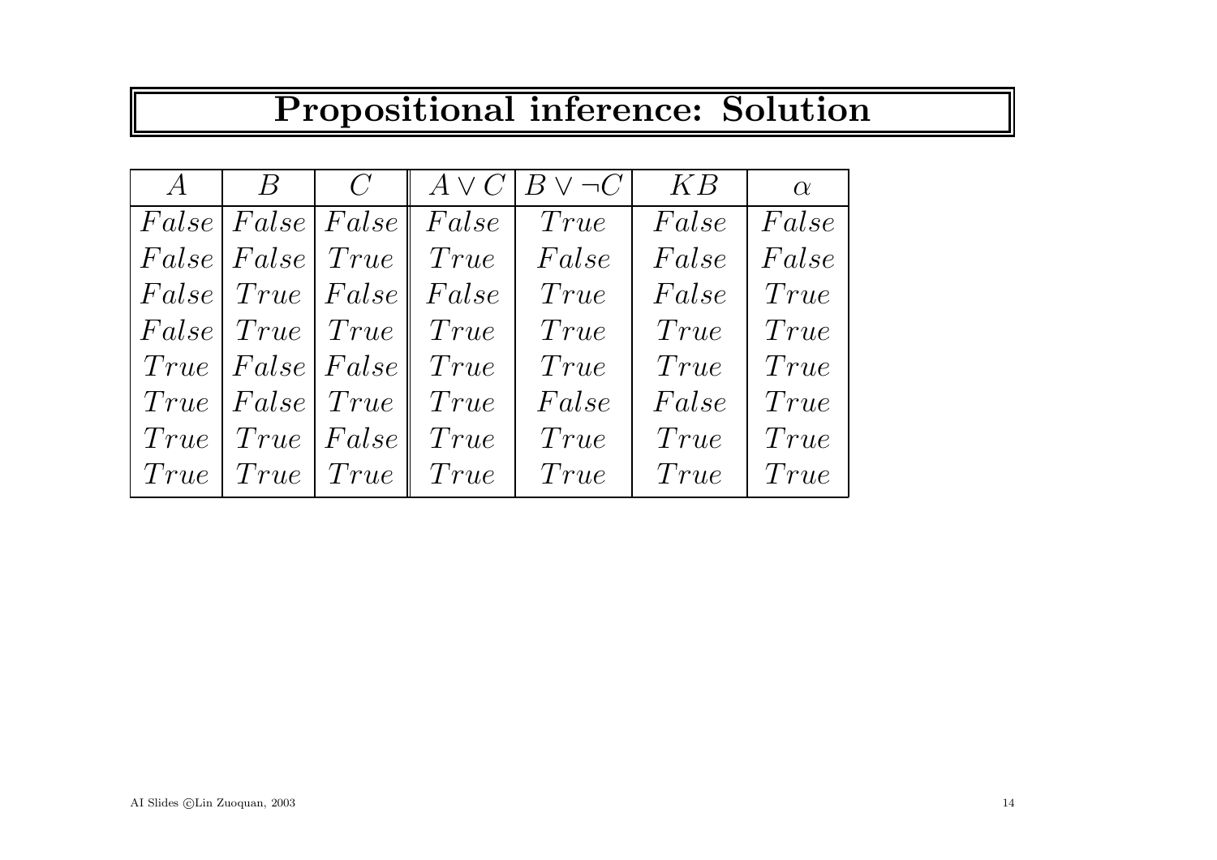# Propositional inference: Solution

| $A$ | $B$ | $C$ | $A \vee C$ | $B \vee \neg C$ | $KB$ | $\alpha$ |
|---|---|---|---|---|---|---|
| $False$ | $False$ | $False$ | $False$ | $True$ | $False$ | $False$ |
| $False$ | $False$ | $True$ | $True$ | $False$ | $False$ | $False$ |
| $False$ | $True$ | $False$ | $False$ | $True$ | $False$ | $True$ |
| $False$ | $True$ | $True$ | $True$ | $True$ | $True$ | $True$ |
| $True$ | $False$ | $False$ | $True$ | $True$ | $True$ | $True$ |
| $True$ | $False$ | $True$ | $True$ | $False$ | $False$ | $True$ |
| $True$ | $True$ | $False$ | $True$ | $True$ | $True$ | $True$ |
| $True$ | $True$ | $True$ | $True$ | $True$ | $True$ | $True$ |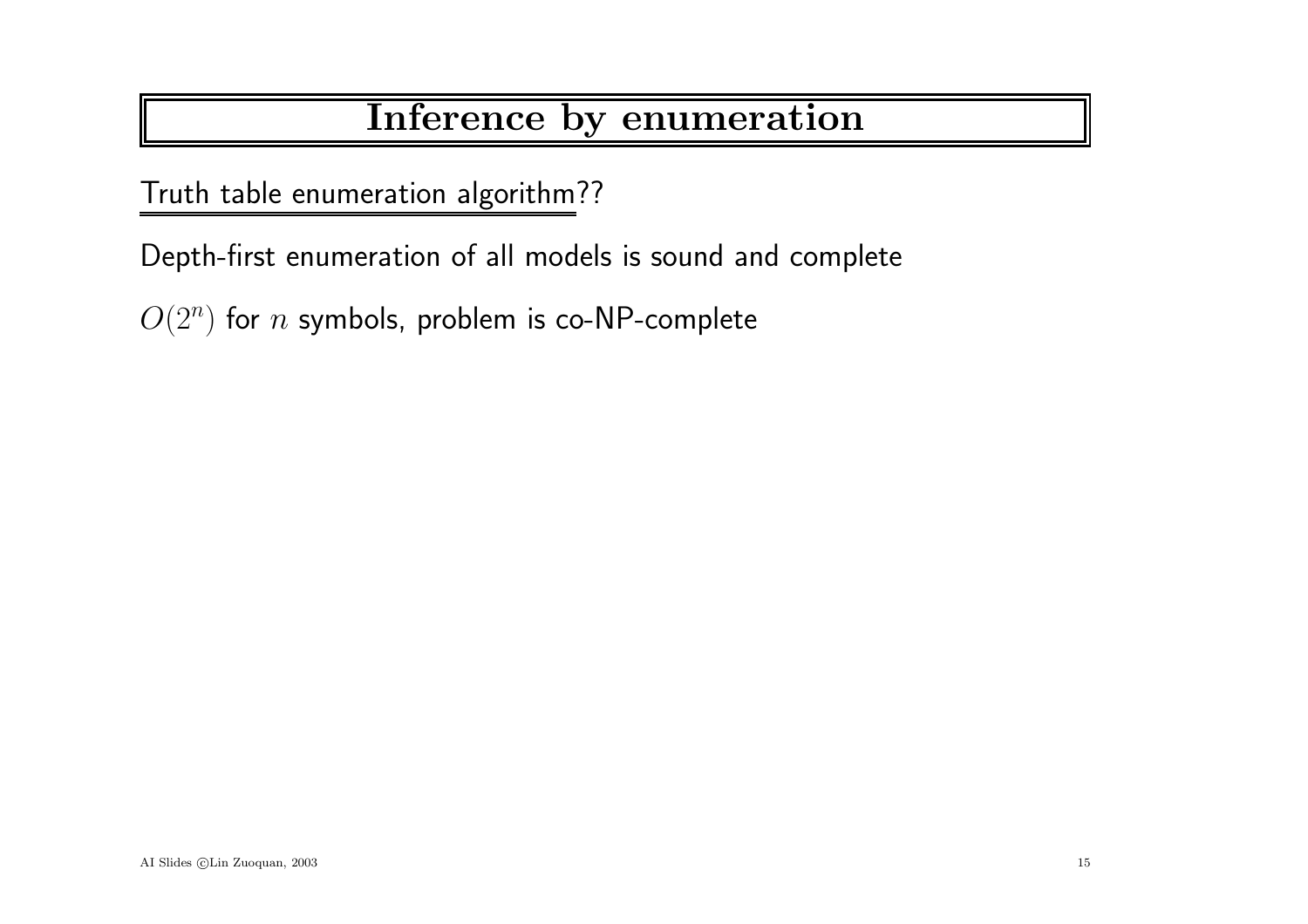# Inference by enumeration

Truth table enumeration algorithm??

Depth-first enumeration of all models is sound and complete

$O(2^n)$ for $n$ symbols, problem is co-NP-complete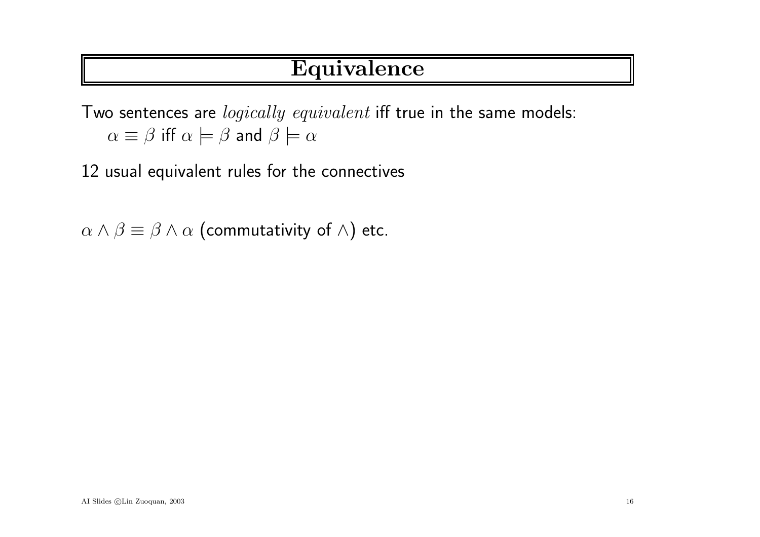# Equivalence

Two sentences are *logically equivalent* iff true in the same models:
$\alpha \equiv \beta$ iff $\alpha \models \beta$ and $\beta \models \alpha$

12 usual equivalent rules for the connectives

$\alpha \wedge \beta \equiv \beta \wedge \alpha$ (commutativity of $\wedge$) etc.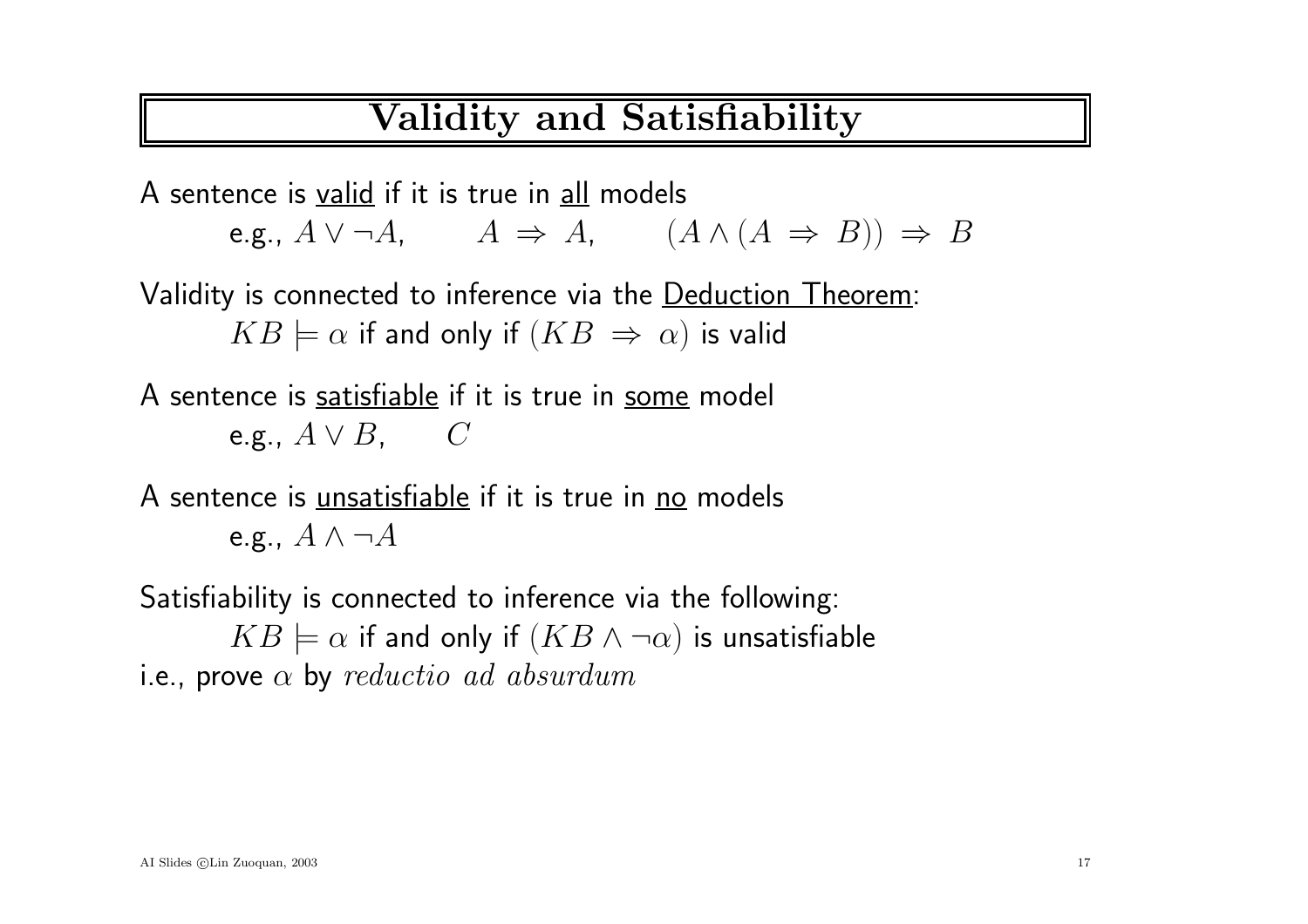# Validity and Satisfiability

A sentence is <u>valid</u> if it is true in <u>all</u> models

e.g., $A \vee \neg A$, $\quad A \Rightarrow A$, $\quad (A \wedge (A \Rightarrow B)) \Rightarrow B$

Validity is connected to inference via the <u>Deduction Theorem</u>:

$KB \models \alpha$ if and only if $(KB \Rightarrow \alpha)$ is valid

A sentence is <u>satisfiable</u> if it is true in <u>some</u> model

e.g., $A \vee B$, $\quad C$

A sentence is <u>unsatisfiable</u> if it is true in <u>no</u> models

e.g., $A \wedge \neg A$

Satisfiability is connected to inference via the following:

$KB \models \alpha$ if and only if $(KB \wedge \neg\alpha)$ is unsatisfiable

i.e., prove $\alpha$ by *reductio ad absurdum*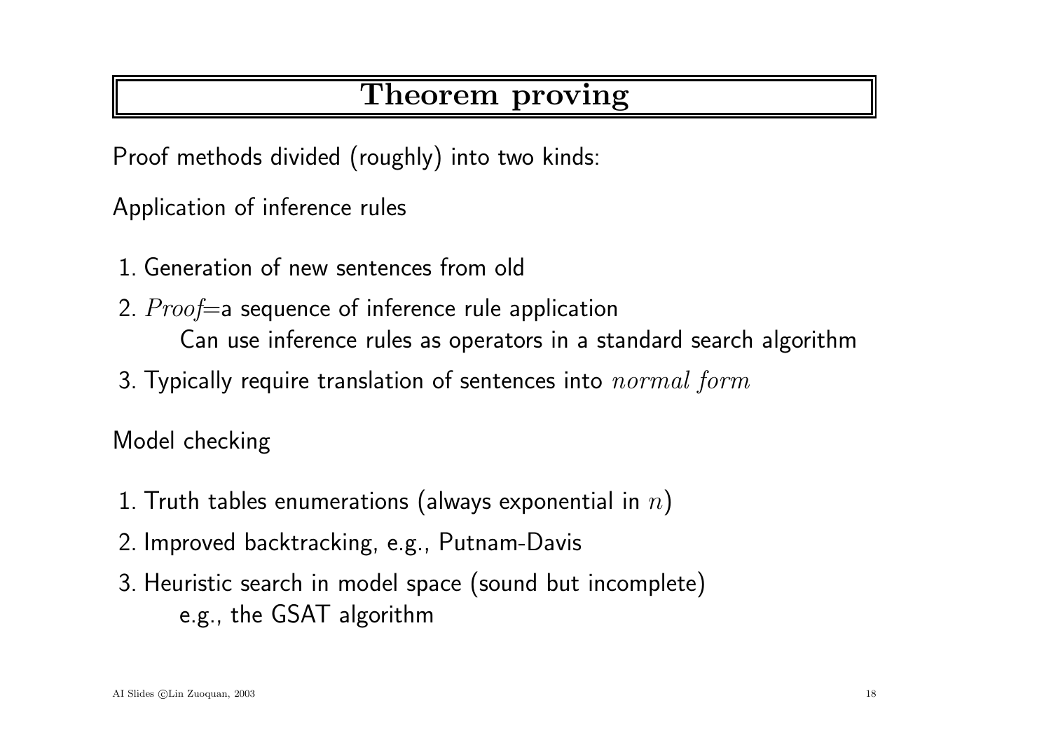# Theorem proving

Proof methods divided (roughly) into two kinds:

Application of inference rules

1. Generation of new sentences from old
2. *Proof*=a sequence of inference rule application
   Can use inference rules as operators in a standard search algorithm
3. Typically require translation of sentences into *normal form*

Model checking

1. Truth tables enumerations (always exponential in $n$)
2. Improved backtracking, e.g., Putnam-Davis
3. Heuristic search in model space (sound but incomplete)
   e.g., the GSAT algorithm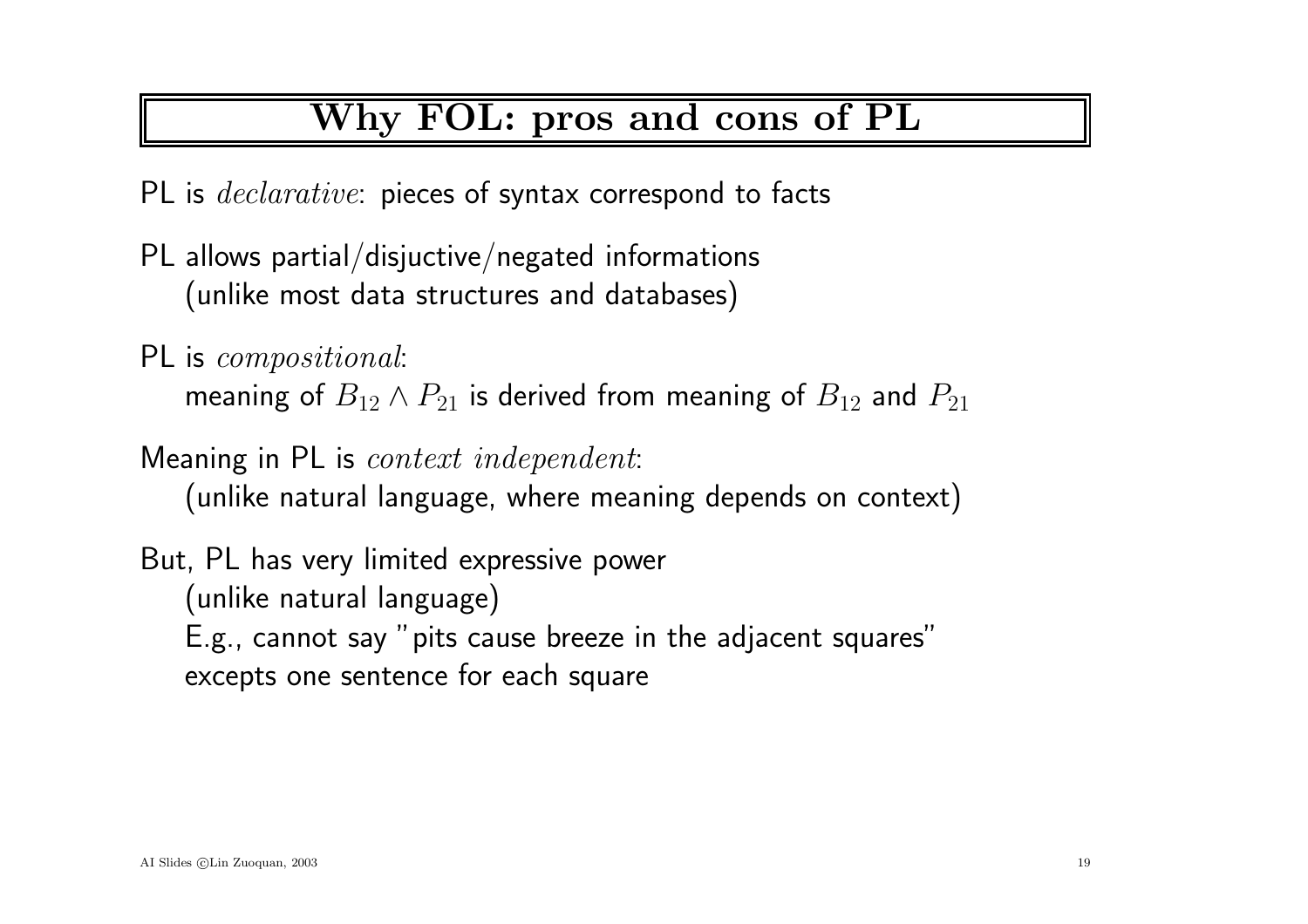# Why FOL: pros and cons of PL

PL is *declarative*: pieces of syntax correspond to facts

PL allows partial/disjuctive/negated informations
(unlike most data structures and databases)

PL is *compositional*:
meaning of $B_{12} \wedge P_{21}$ is derived from meaning of $B_{12}$ and $P_{21}$

Meaning in PL is *context independent*:
(unlike natural language, where meaning depends on context)

But, PL has very limited expressive power
(unlike natural language)
E.g., cannot say "pits cause breeze in the adjacent squares"
excepts one sentence for each square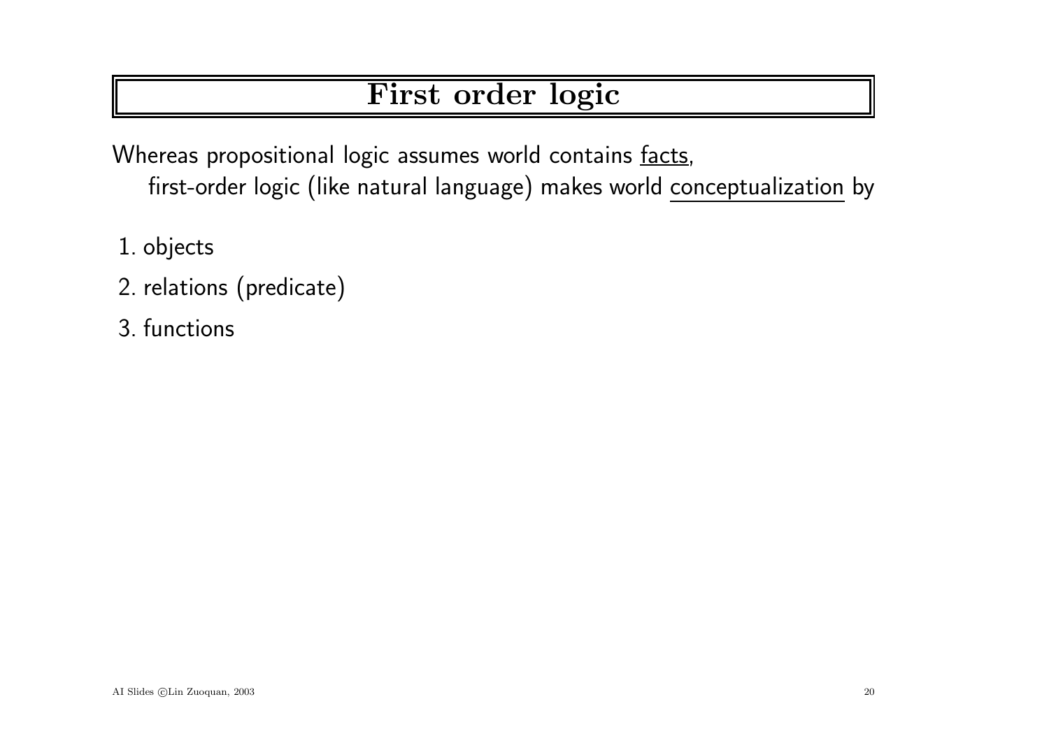# First order logic

Whereas propositional logic assumes world contains <u>facts</u>,
first-order logic (like natural language) makes world <u>conceptualization</u> by

1. objects
2. relations (predicate)
3. functions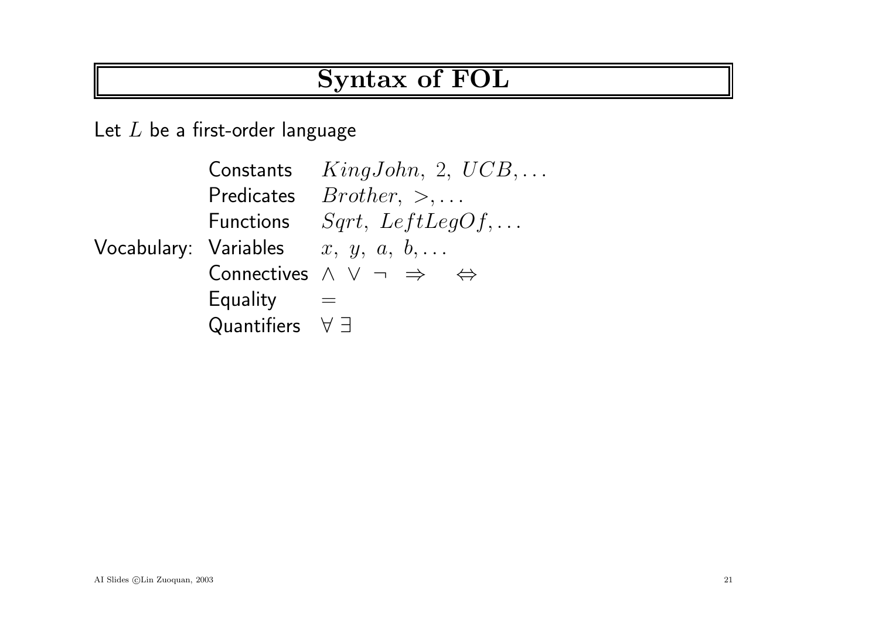# Syntax of FOL

Let $L$ be a first-order language

| | | |
|---|---|---|
| | Constants | $KingJohn,\ 2,\ UCB, \ldots$ |
| | Predicates | $Brother,\ >, \ldots$ |
| | Functions | $Sqrt,\ LeftLegOf, \ldots$ |
| Vocabulary: | Variables | $x,\ y,\ a,\ b, \ldots$ |
| | Connectives | $\wedge \ \vee \ \neg \ \Rightarrow \ \ \Leftrightarrow$ |
| | Equality | $=$ |
| | Quantifiers | $\forall \ \exists$ |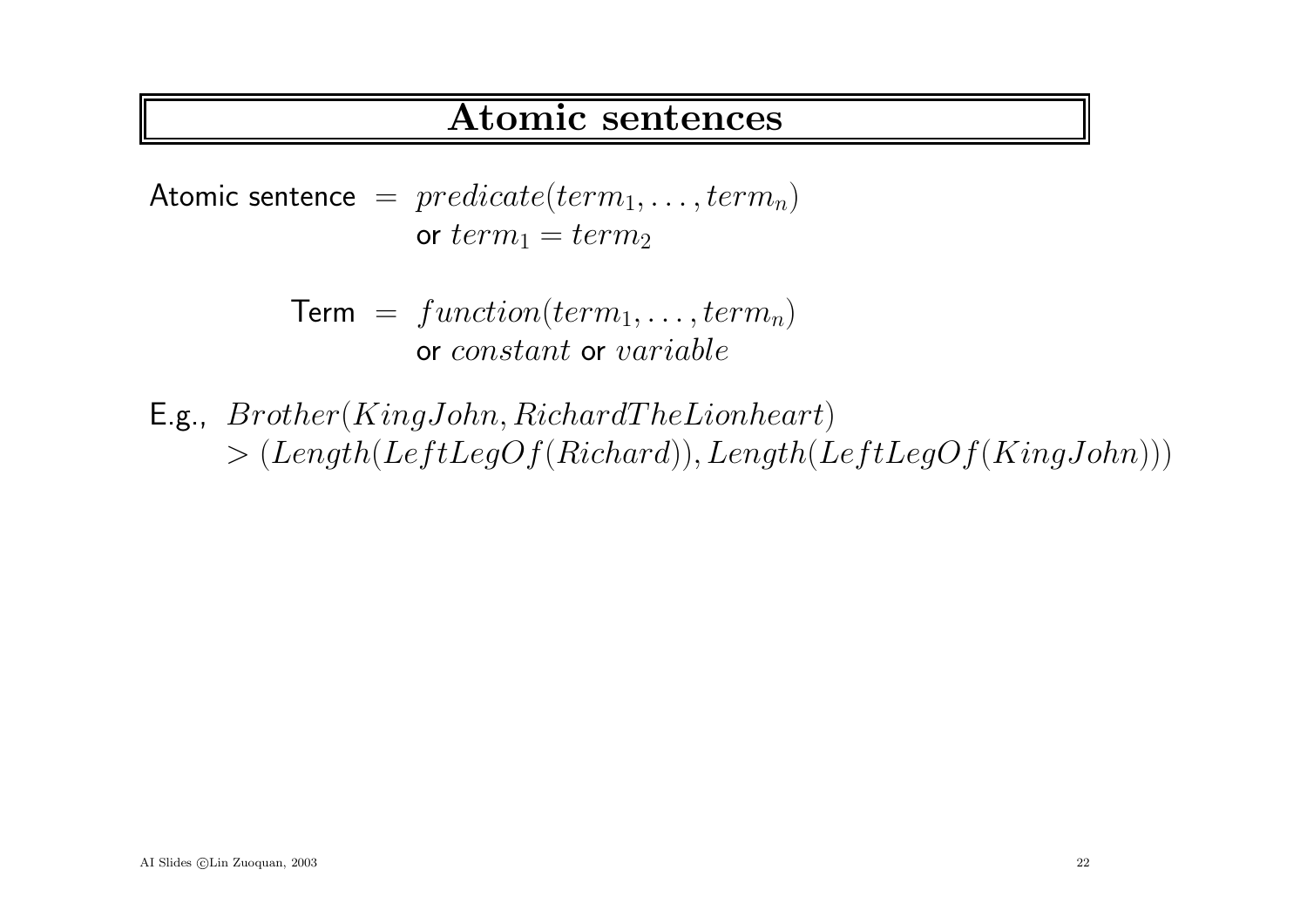# Atomic sentences

Atomic sentence $=$ $predicate(term_1, \ldots, term_n)$
or $term_1 = term_2$

Term $=$ $function(term_1, \ldots, term_n)$
or $constant$ or $variable$

E.g., $Brother(KingJohn, RichardTheLionheart)$
$> (Length(LeftLegOf(Richard)), Length(LeftLegOf(KingJohn)))$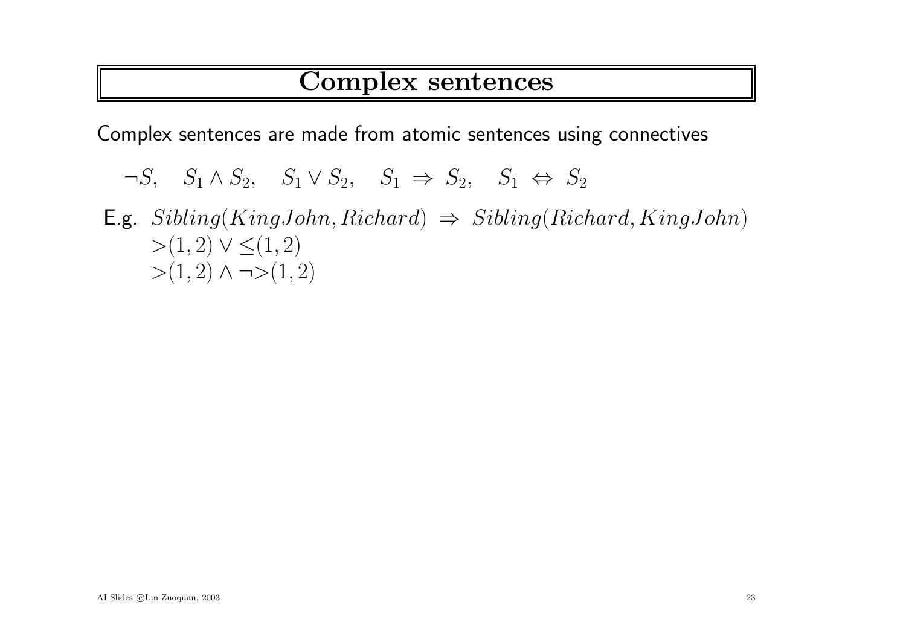# Complex sentences

Complex sentences are made from atomic sentences using connectives

$\neg S, \quad S_1 \wedge S_2, \quad S_1 \vee S_2, \quad S_1 \Rightarrow S_2, \quad S_1 \Leftrightarrow S_2$

E.g. $Sibling(KingJohn, Richard) \Rightarrow Sibling(Richard, KingJohn)$
$>(1,2) \vee \leq(1,2)$
$>(1,2) \wedge \neg >(1,2)$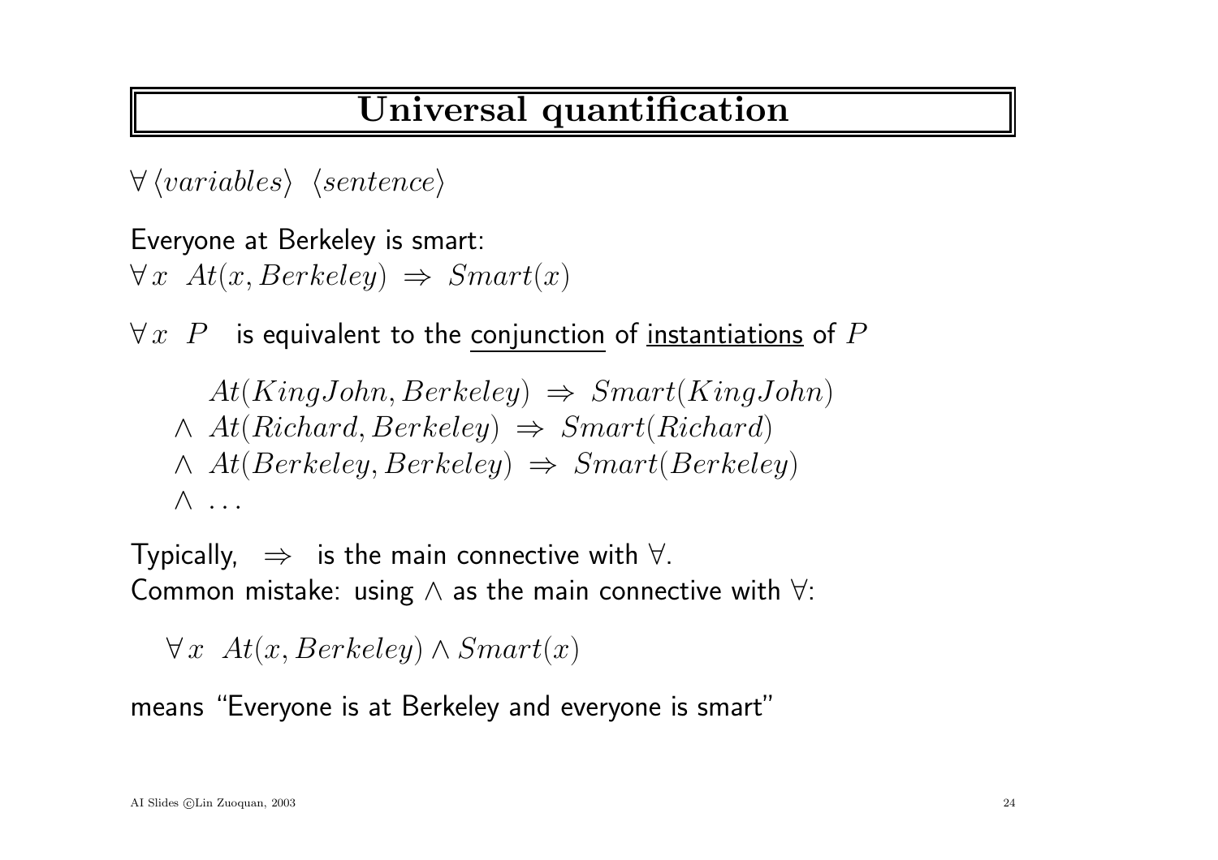# Universal quantification

$\forall \langle variables \rangle \ \langle sentence \rangle$

Everyone at Berkeley is smart:
$\forall x \ \ At(x, Berkeley) \ \Rightarrow \ Smart(x)$

$\forall x \ \ P$ is equivalent to the conjunction of instantiations of $P$

$$
\begin{aligned}
& At(KingJohn, Berkeley) \ \Rightarrow \ Smart(KingJohn) \\
\wedge \ & At(Richard, Berkeley) \ \Rightarrow \ Smart(Richard) \\
\wedge \ & At(Berkeley, Berkeley) \ \Rightarrow \ Smart(Berkeley) \\
\wedge \ & \ldots
\end{aligned}
$$

Typically, $\Rightarrow$ is the main connective with $\forall$.
Common mistake: using $\wedge$ as the main connective with $\forall$:

$$\forall x \ \ At(x, Berkeley) \wedge Smart(x)$$

means "Everyone is at Berkeley and everyone is smart"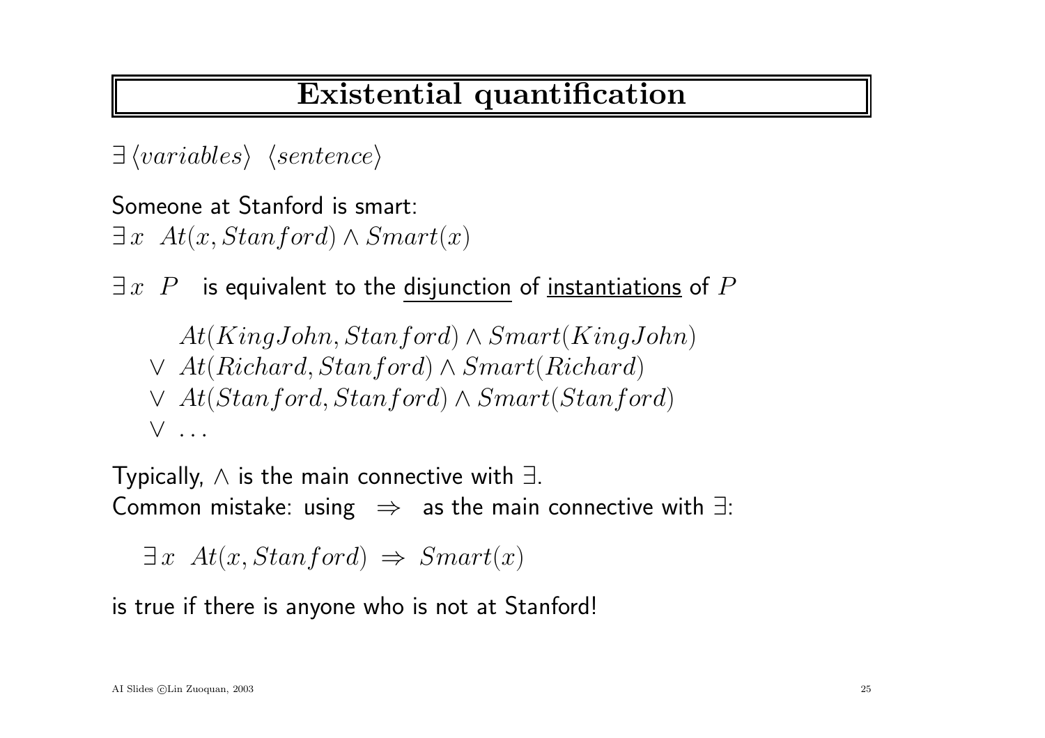# Existential quantification

$\exists \langle variables \rangle \;\; \langle sentence \rangle$

Someone at Stanford is smart:
$\exists x \;\; At(x, Stanford) \land Smart(x)$

$\exists x \;\; P$ is equivalent to the <u>disjunction</u> of <u>instantiations</u> of $P$

$$
\begin{aligned}
& At(KingJohn, Stanford) \land Smart(KingJohn) \\
\lor \;\; & At(Richard, Stanford) \land Smart(Richard) \\
\lor \;\; & At(Stanford, Stanford) \land Smart(Stanford) \\
\lor \;\; & \ldots
\end{aligned}
$$

Typically, $\land$ is the main connective with $\exists$.
Common mistake: using $\Rightarrow$ as the main connective with $\exists$:

$$\exists x \;\; At(x, Stanford) \;\Rightarrow\; Smart(x)$$

is true if there is anyone who is not at Stanford!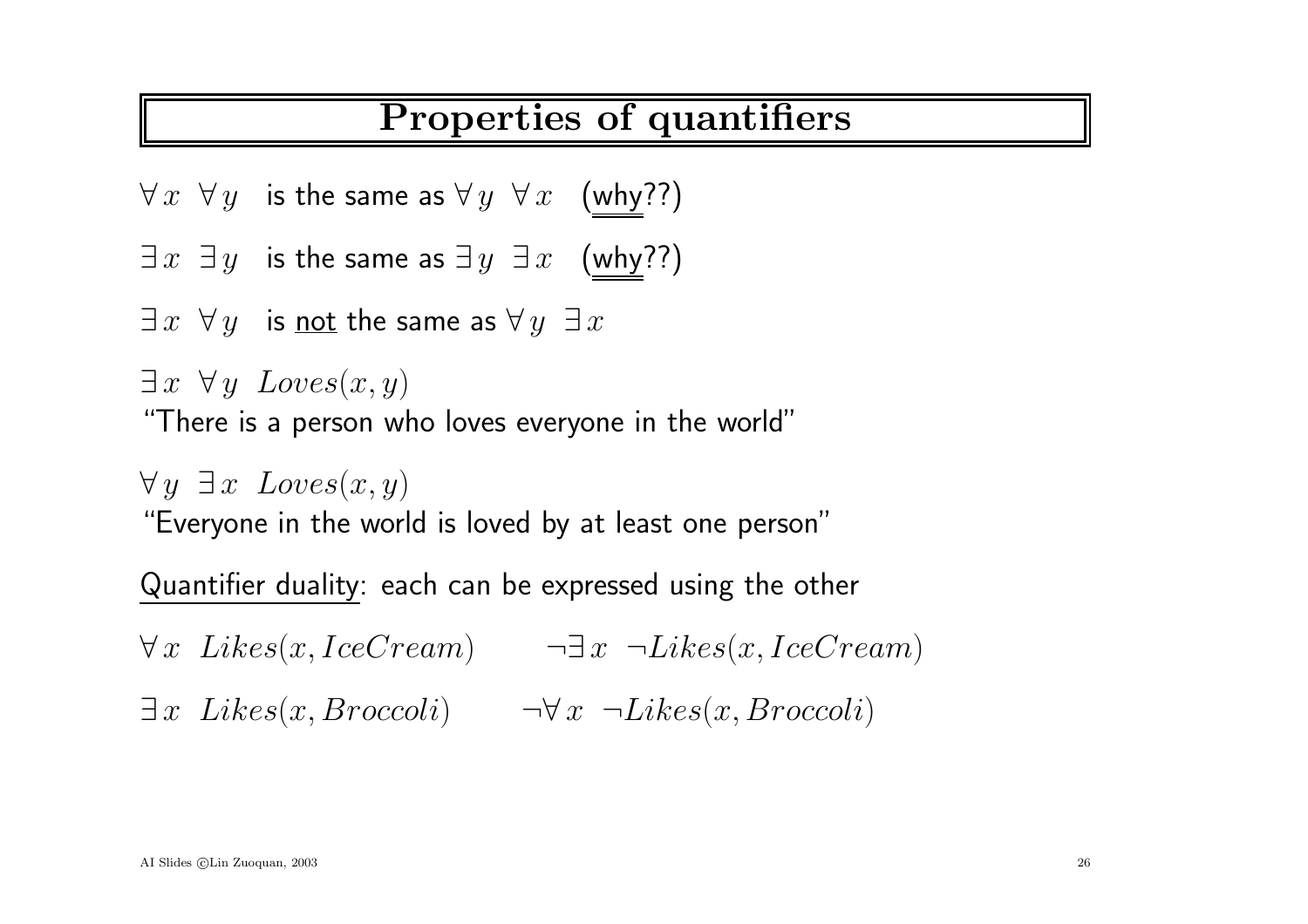# Properties of quantifiers

$\forall x \ \forall y$ is the same as $\forall y \ \forall x$ (<u>why</u>??)

$\exists x \ \exists y$ is the same as $\exists y \ \exists x$ (<u>why</u>??)

$\exists x \ \forall y$ is <u>not</u> the same as $\forall y \ \exists x$

$\exists x \ \forall y \ Loves(x, y)$
"There is a person who loves everyone in the world"

$\forall y \ \exists x \ Loves(x, y)$
"Everyone in the world is loved by at least one person"

<u>Quantifier duality</u>: each can be expressed using the other

$\forall x \ Likes(x, IceCream) \qquad \neg\exists x \ \neg Likes(x, IceCream)$

$\exists x \ Likes(x, Broccoli) \qquad \neg\forall x \ \neg Likes(x, Broccoli)$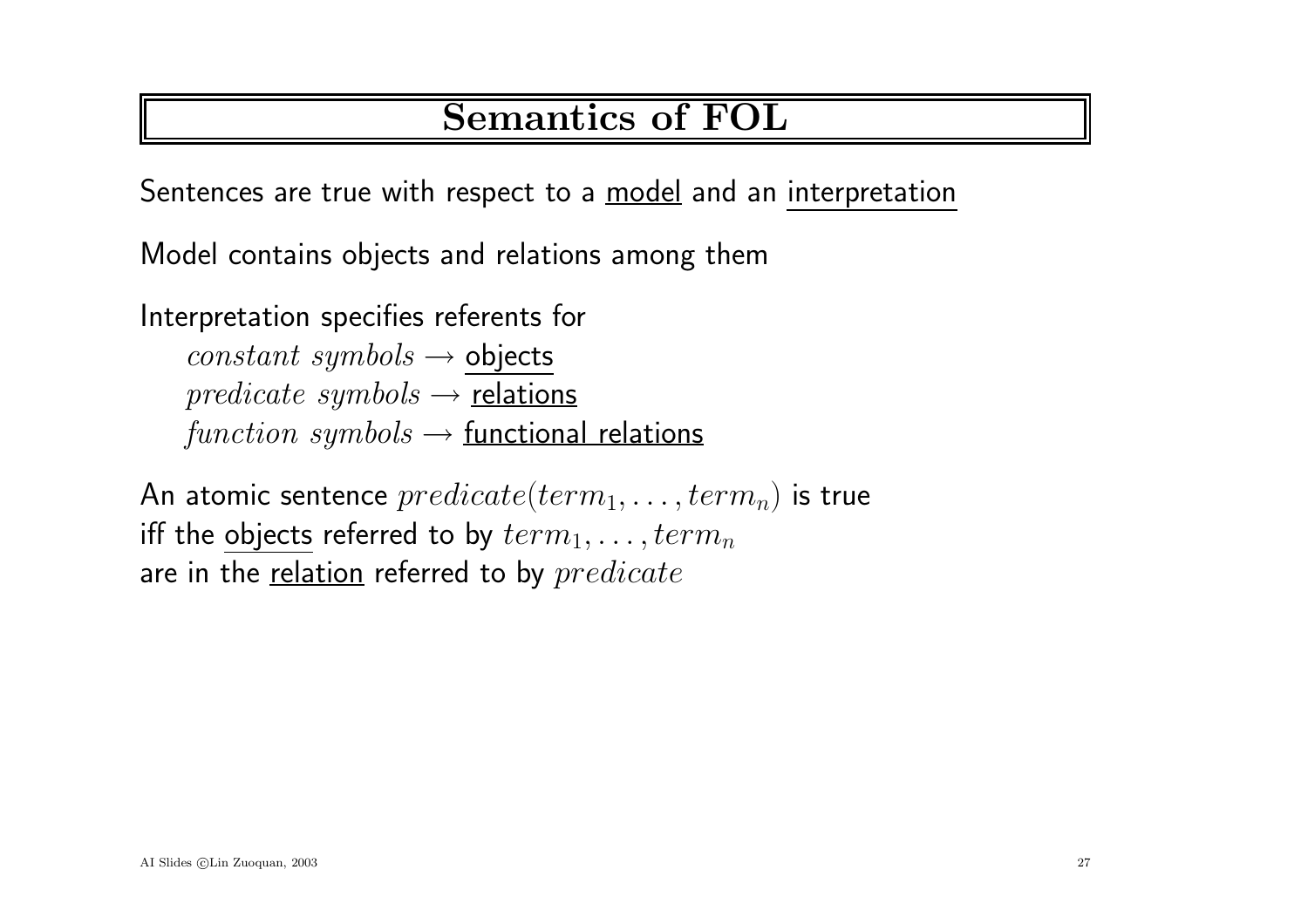# Semantics of FOL

Sentences are true with respect to a model and an interpretation

Model contains objects and relations among them

Interpretation specifies referents for

$constant\ symbols \rightarrow$ objects
$predicate\ symbols \rightarrow$ relations
$function\ symbols \rightarrow$ functional relations

An atomic sentence $predicate(term_1, \ldots, term_n)$ is true
iff the objects referred to by $term_1, \ldots, term_n$
are in the relation referred to by $predicate$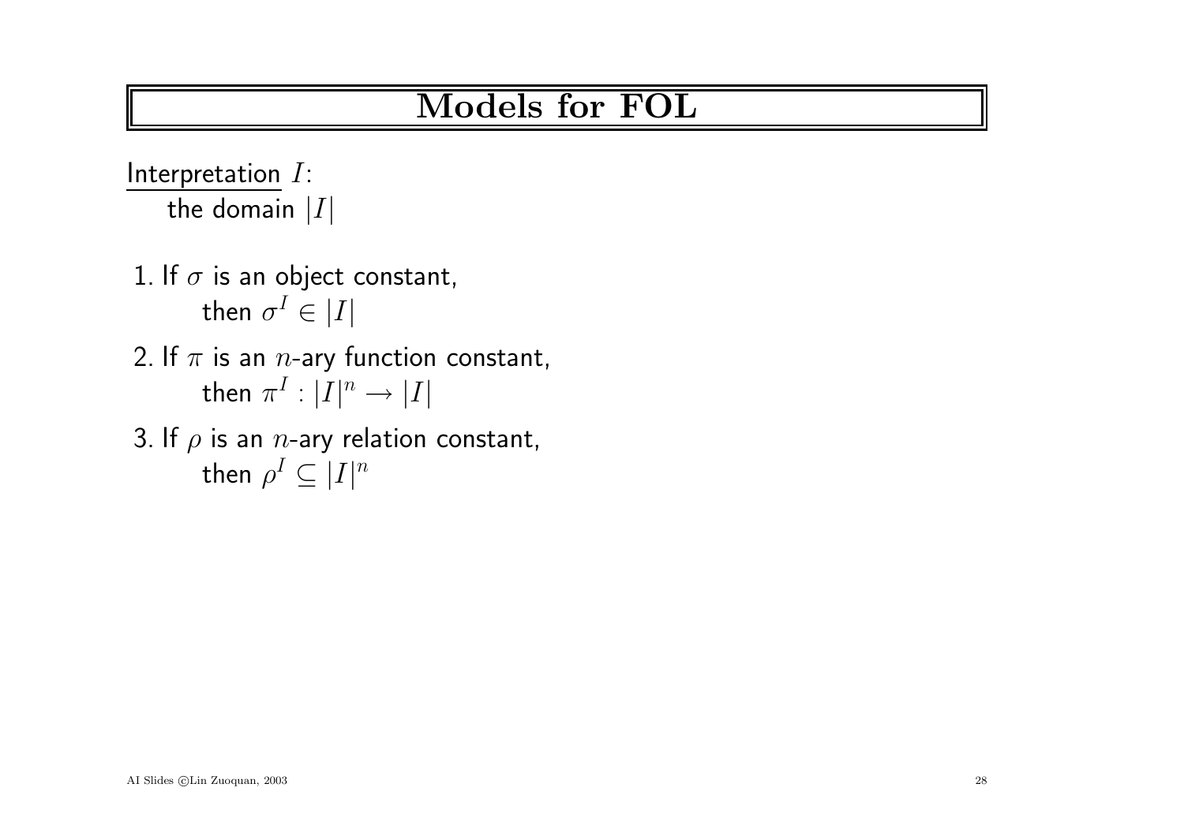# Models for FOL

Interpretation $I$:
the domain $|I|$

1. If $\sigma$ is an object constant,
   then $\sigma^I \in |I|$
2. If $\pi$ is an $n$-ary function constant,
   then $\pi^I : |I|^n \rightarrow |I|$
3. If $\rho$ is an $n$-ary relation constant,
   then $\rho^I \subseteq |I|^n$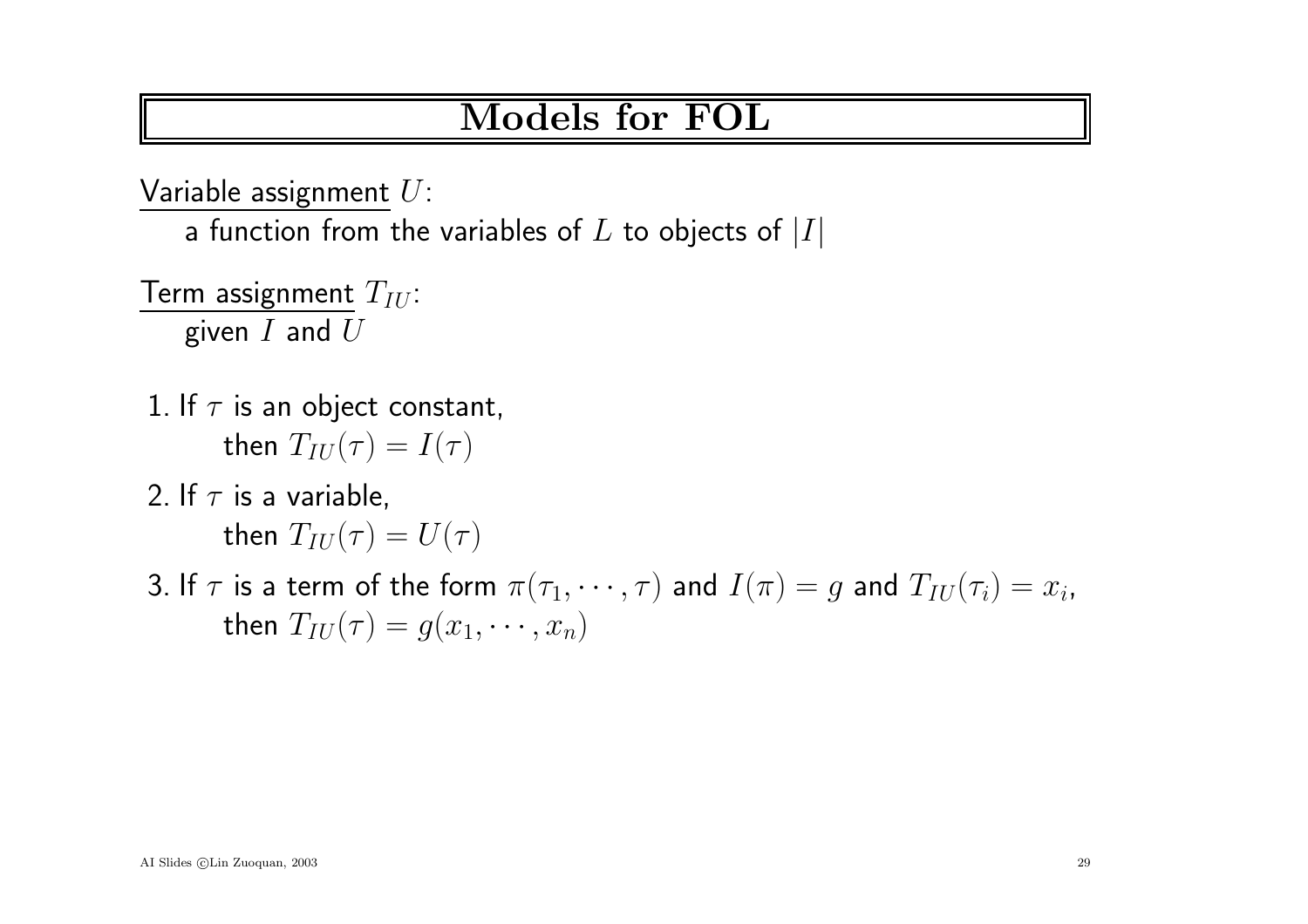# Models for FOL

<u>Variable assignment</u> $U$:

a function from the variables of $L$ to objects of $|I|$

<u>Term assignment</u> $T_{IU}$:

given $I$ and $U$

1. If $\tau$ is an object constant,
   then $T_{IU}(\tau) = I(\tau)$
2. If $\tau$ is a variable,
   then $T_{IU}(\tau) = U(\tau)$
3. If $\tau$ is a term of the form $\pi(\tau_1, \cdots, \tau)$ and $I(\pi) = g$ and $T_{IU}(\tau_i) = x_i$,
   then $T_{IU}(\tau) = g(x_1, \cdots, x_n)$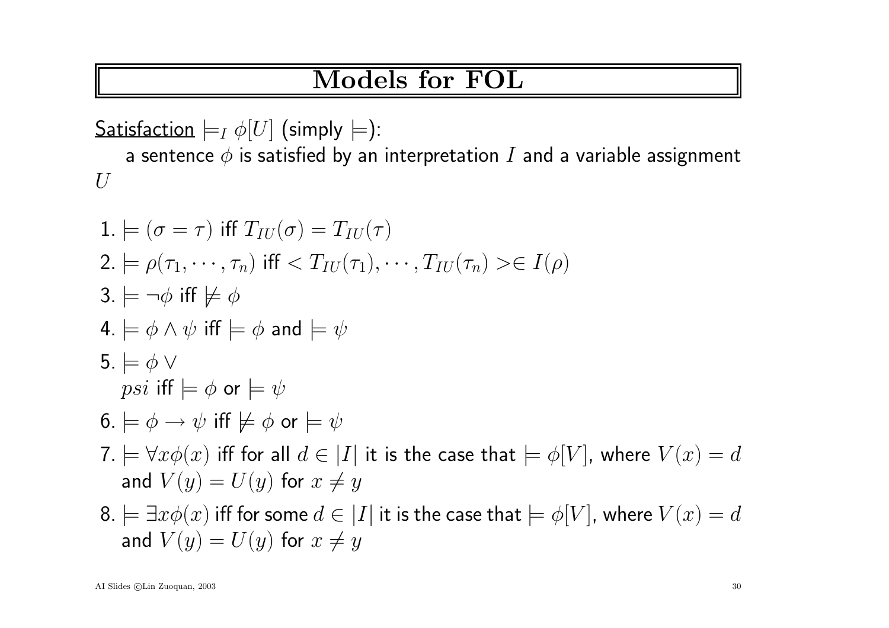# Models for FOL

<u>Satisfaction</u> $\models_I \phi[U]$ (simply $\models$):

a sentence $\phi$ is satisfied by an interpretation $I$ and a variable assignment $U$

1. $\models (\sigma = \tau)$ iff $T_{IU}(\sigma) = T_{IU}(\tau)$
2. $\models \rho(\tau_1, \cdots, \tau_n)$ iff $< T_{IU}(\tau_1), \cdots, T_{IU}(\tau_n) > \in I(\rho)$
3. $\models \neg\phi$ iff $\not\models \phi$
4. $\models \phi \wedge \psi$ iff $\models \phi$ and $\models \psi$
5. $\models \phi \vee$
   $psi$ iff $\models \phi$ or $\models \psi$
6. $\models \phi \rightarrow \psi$ iff $\not\models \phi$ or $\models \psi$
7. $\models \forall x \phi(x)$ iff for all $d \in |I|$ it is the case that $\models \phi[V]$, where $V(x) = d$ and $V(y) = U(y)$ for $x \neq y$
8. $\models \exists x \phi(x)$ iff for some $d \in |I|$ it is the case that $\models \phi[V]$, where $V(x) = d$ and $V(y) = U(y)$ for $x \neq y$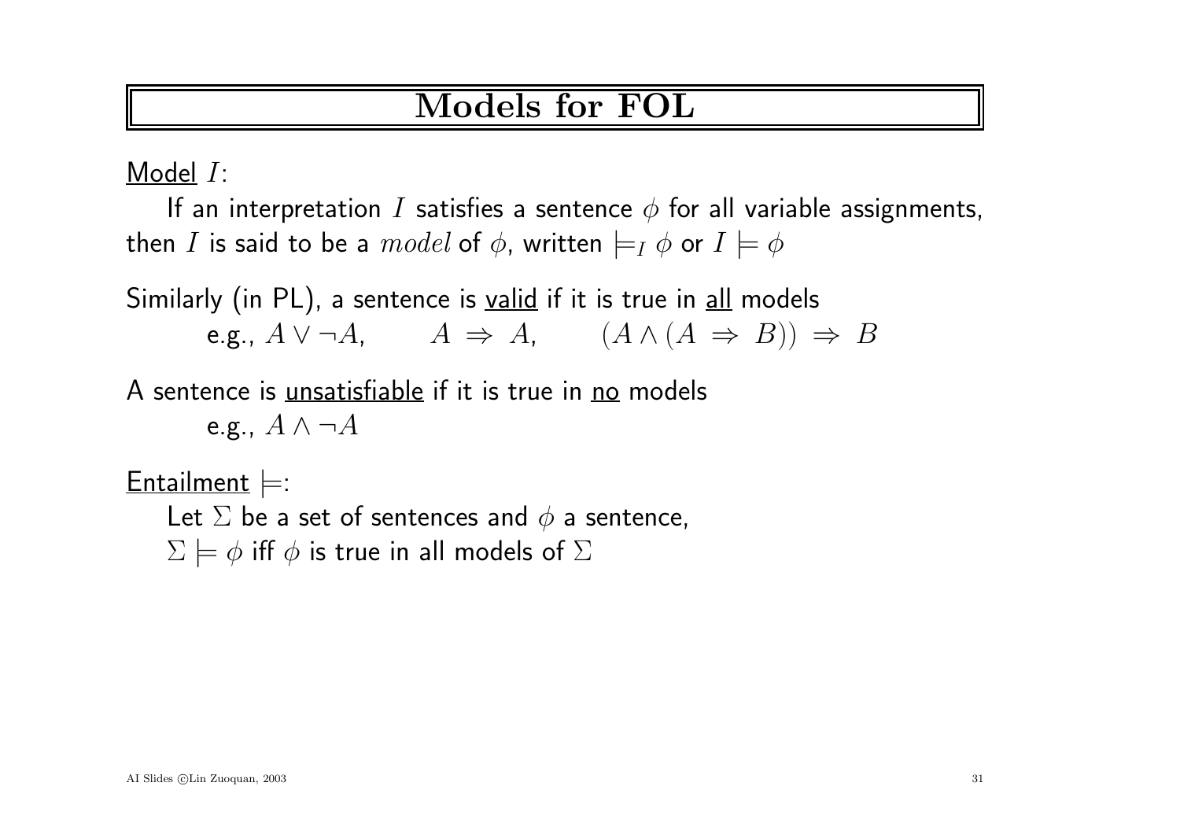# Models for FOL

<u>Model</u> $I$:

If an interpretation $I$ satisfies a sentence $\phi$ for all variable assignments, then $I$ is said to be a $model$ of $\phi$, written $\models_I \phi$ or $I \models \phi$

Similarly (in PL), a sentence is <u>valid</u> if it is true in <u>all</u> models

e.g., $A \vee \neg A$, $\quad A \Rightarrow A$, $\quad (A \wedge (A \Rightarrow B)) \Rightarrow B$

A sentence is <u>unsatisfiable</u> if it is true in <u>no</u> models

e.g., $A \wedge \neg A$

<u>Entailment</u> $\models$:

Let $\Sigma$ be a set of sentences and $\phi$ a sentence,

$\Sigma \models \phi$ iff $\phi$ is true in all models of $\Sigma$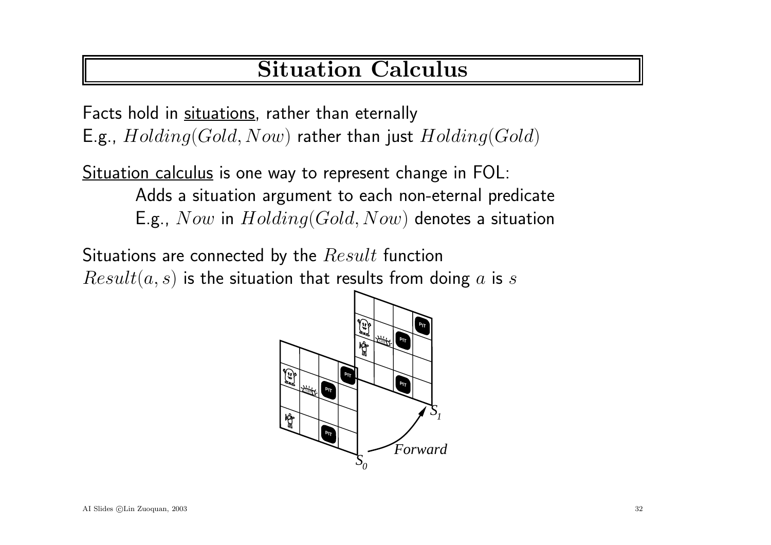# Situation Calculus

Facts hold in <u>situations</u>, rather than eternally
E.g., $Holding(Gold, Now)$ rather than just $Holding(Gold)$

<u>Situation calculus</u> is one way to represent change in FOL:

Adds a situation argument to each non-eternal predicate
E.g., $Now$ in $Holding(Gold, Now)$ denotes a situation

Situations are connected by the $Result$ function
$Result(a, s)$ is the situation that results from doing $a$ is $s$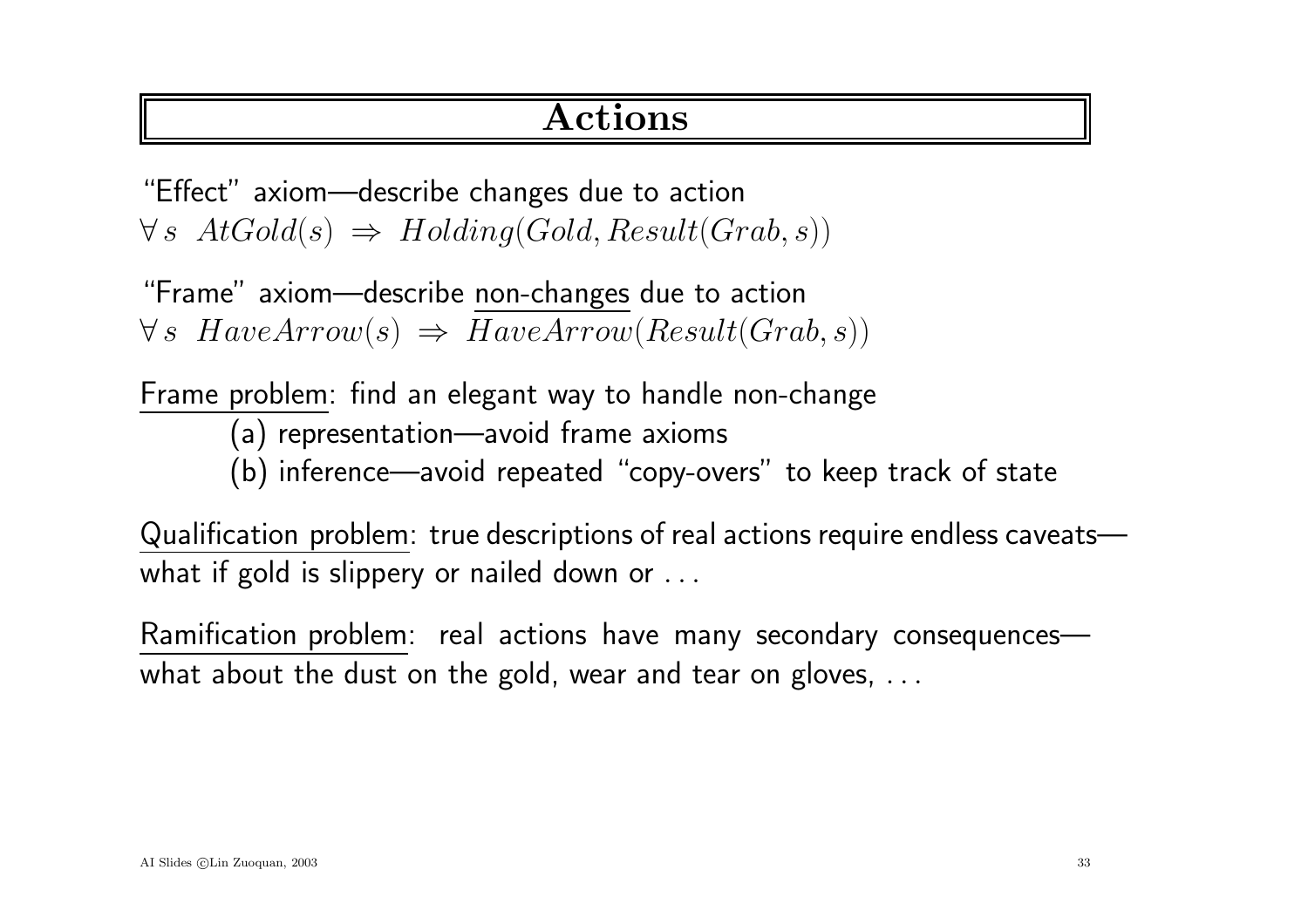# Actions

"Effect" axiom—describe changes due to action
$\forall s \;\; AtGold(s) \; \Rightarrow \; Holding(Gold, Result(Grab, s))$

"Frame" axiom—describe <u>non-changes</u> due to action
$\forall s \;\; HaveArrow(s) \; \Rightarrow \; HaveArrow(Result(Grab, s))$

<u>Frame problem</u>: find an elegant way to handle non-change

(a) representation—avoid frame axioms

(b) inference—avoid repeated "copy-overs" to keep track of state

<u>Qualification problem</u>: true descriptions of real actions require endless caveats—what if gold is slippery or nailed down or ...

<u>Ramification problem</u>: real actions have many secondary consequences—what about the dust on the gold, wear and tear on gloves, ...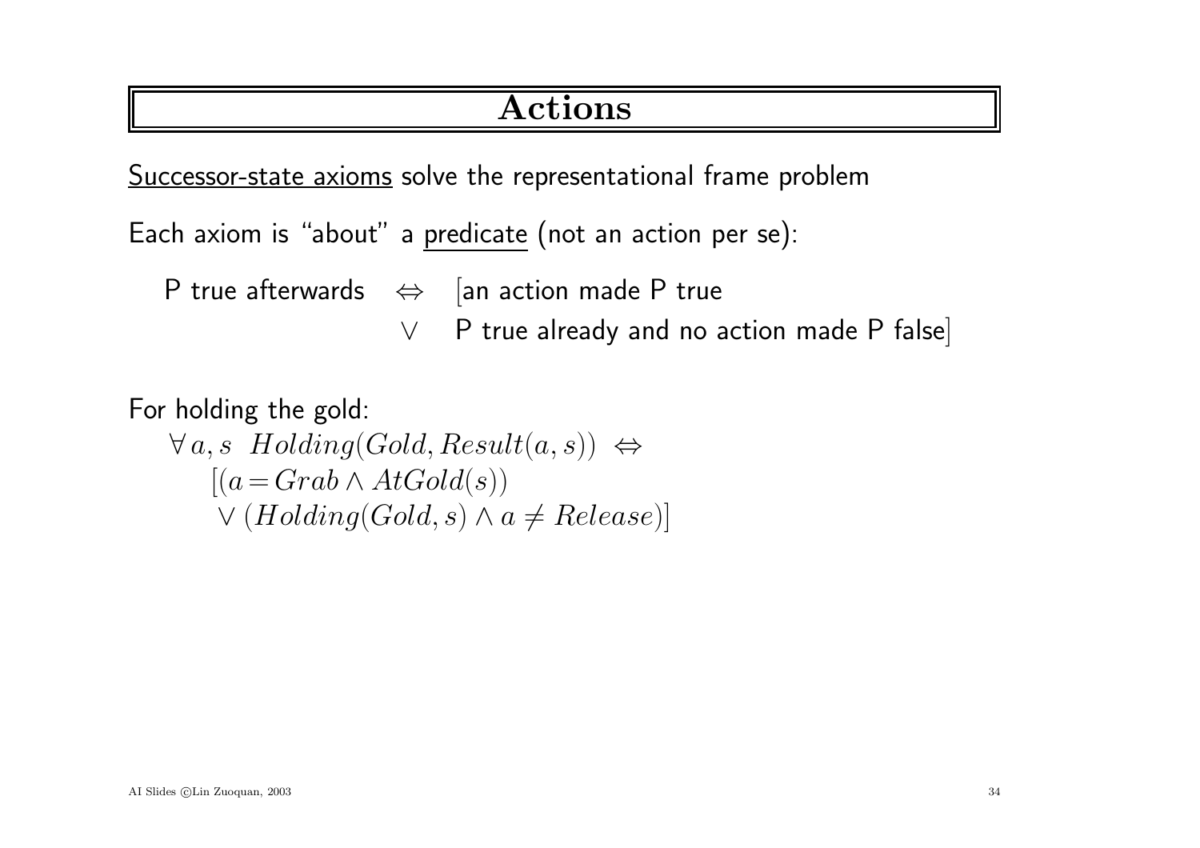# Actions

<u>Successor-state axioms</u> solve the representational frame problem

Each axiom is "about" a <u>predicate</u> (not an action per se):

P true afterwards $\Leftrightarrow$ [an action made P true
$\lor$ P true already and no action made P false]

For holding the gold:

$$\forall\, a, s \;\; Holding(Gold, Result(a, s)) \;\Leftrightarrow$$
$$[(a = Grab \land AtGold(s))$$
$$\lor\, (Holding(Gold, s) \land a \neq Release)]$$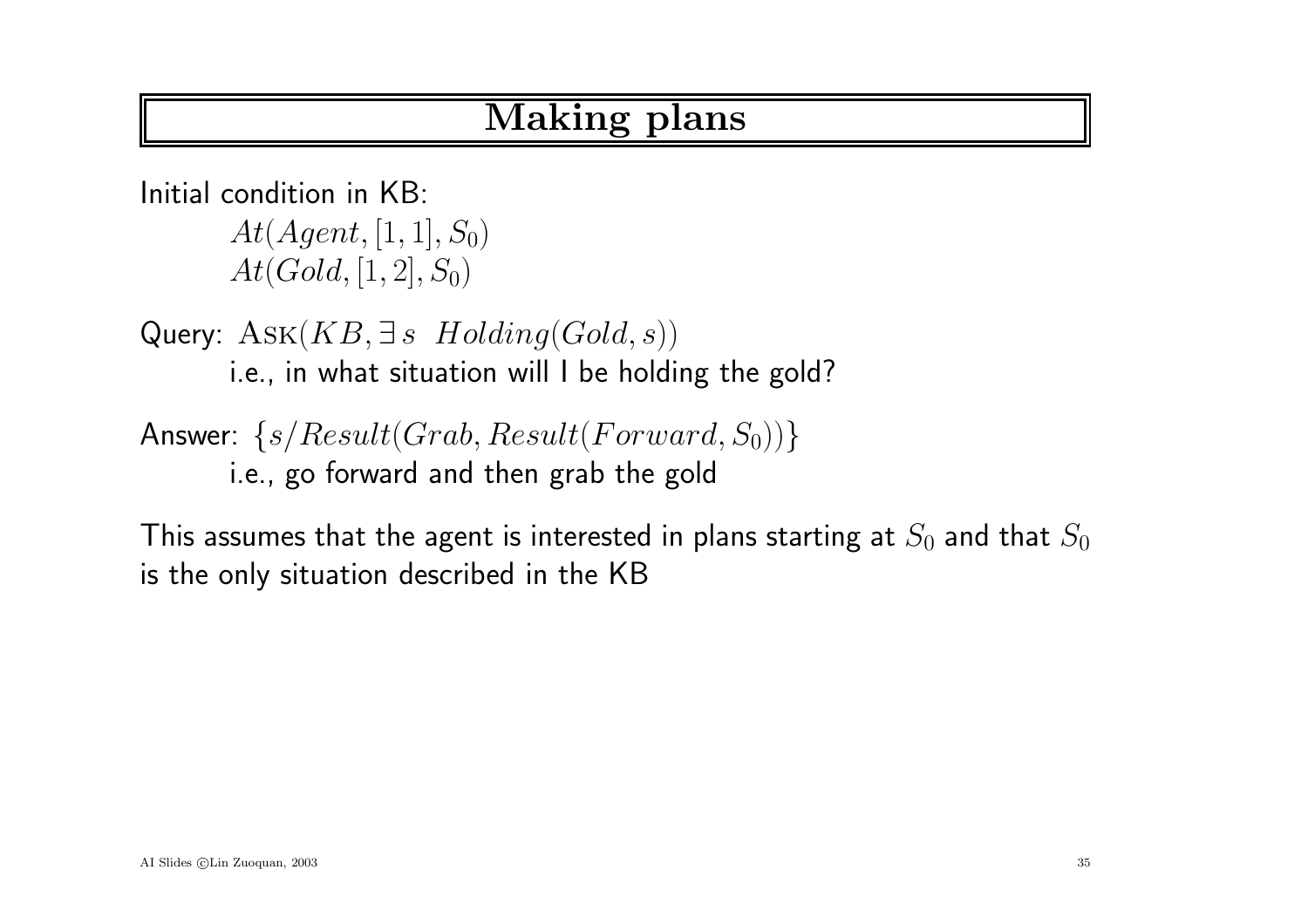# Making plans

Initial condition in KB:

$At(Agent, [1, 1], S_0)$
$At(Gold, [1, 2], S_0)$

Query: $\textsc{Ask}(KB, \exists\, s \;\; Holding(Gold, s))$
i.e., in what situation will I be holding the gold?

Answer: $\{s/Result(Grab, Result(Forward, S_0))\}$
i.e., go forward and then grab the gold

This assumes that the agent is interested in plans starting at $S_0$ and that $S_0$ is the only situation described in the KB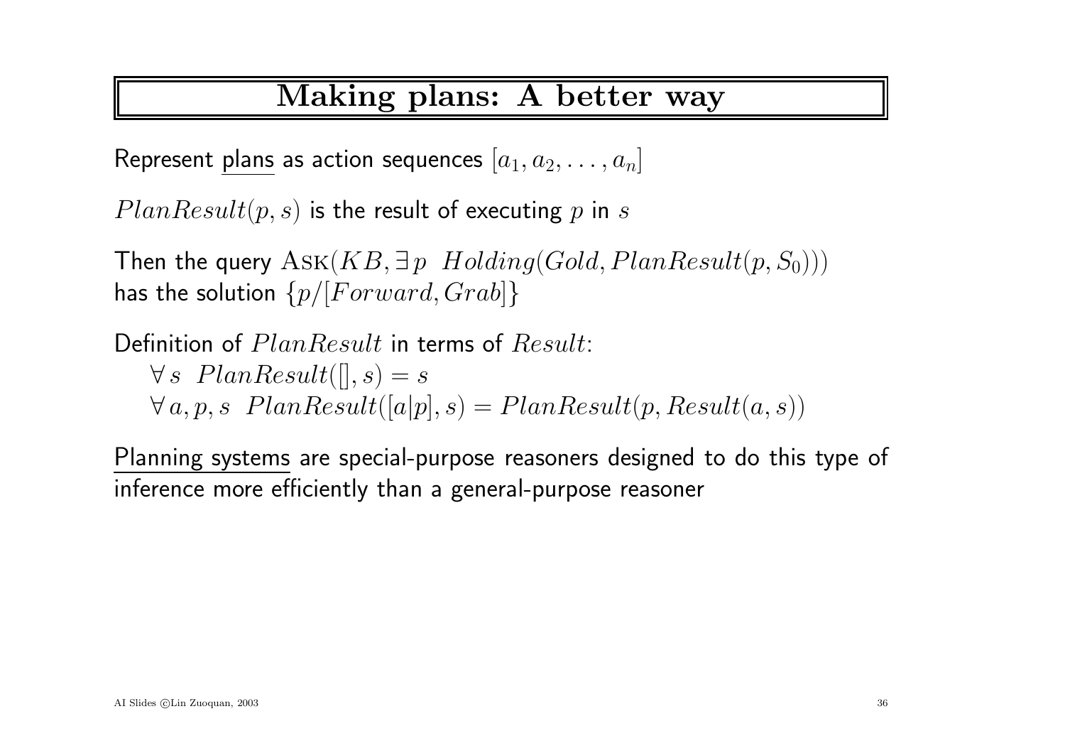# Making plans: A better way

Represent plans as action sequences $[a_1, a_2, \ldots, a_n]$

$PlanResult(p, s)$ is the result of executing $p$ in $s$

Then the query $\text{Ask}(KB, \exists\, p \;\; Holding(Gold, PlanResult(p, S_0)))$
has the solution $\{p/[Forward, Grab]\}$

Definition of $PlanResult$ in terms of $Result$:

$\forall\, s \;\; PlanResult([], s) = s$

$\forall\, a, p, s \;\; PlanResult([a|p], s) = PlanResult(p, Result(a, s))$

Planning systems are special-purpose reasoners designed to do this type of inference more efficiently than a general-purpose reasoner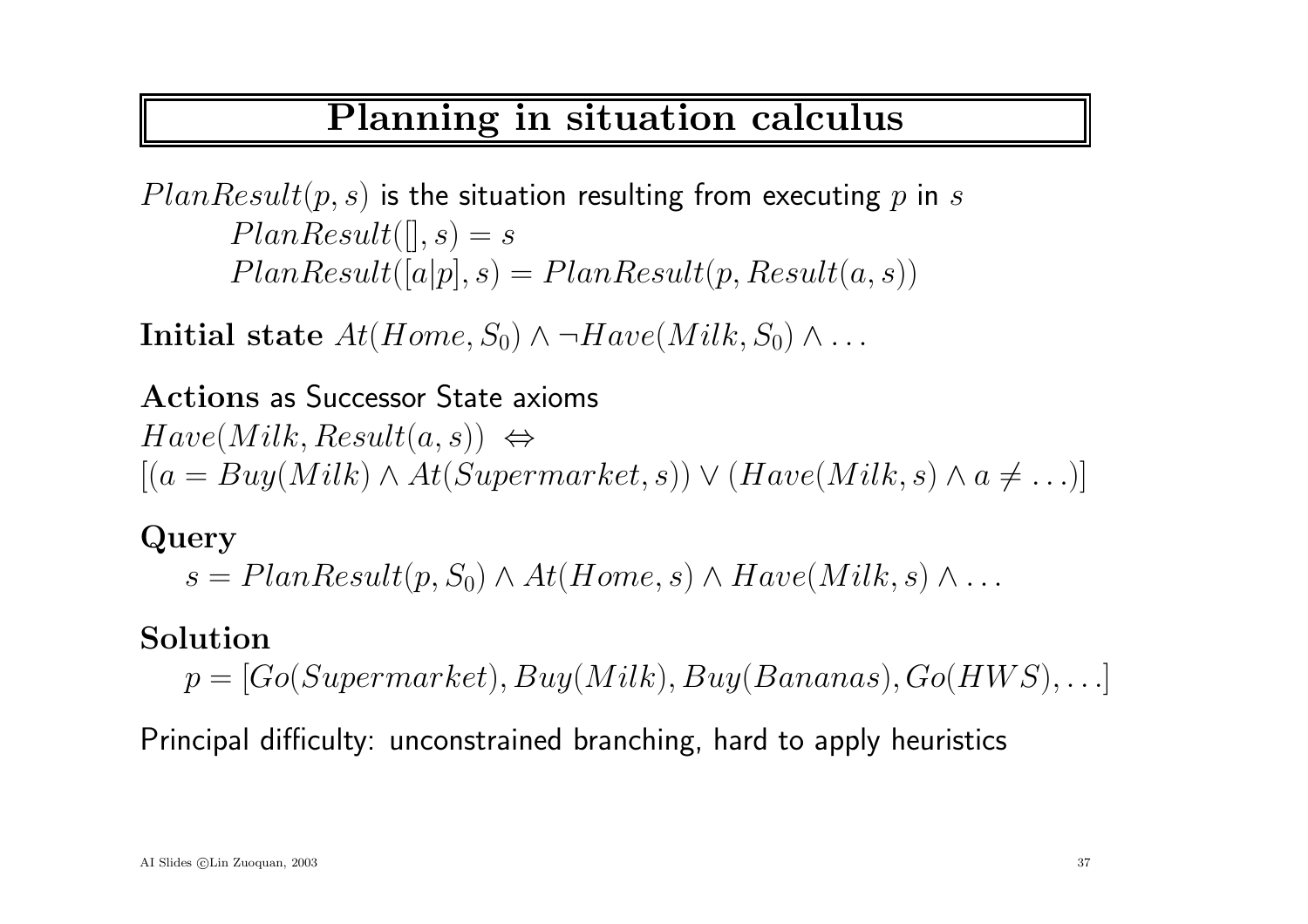# Planning in situation calculus

$PlanResult(p, s)$ is the situation resulting from executing $p$ in $s$

$$PlanResult([], s) = s$$
$$PlanResult([a|p], s) = PlanResult(p, Result(a, s))$$

**Initial state** $At(Home, S_0) \wedge \neg Have(Milk, S_0) \wedge \ldots$

**Actions** as Successor State axioms

$Have(Milk, Result(a, s)) \Leftrightarrow$
$[(a = Buy(Milk) \wedge At(Supermarket, s)) \vee (Have(Milk, s) \wedge a \neq \ldots)]$

**Query**

$$s = PlanResult(p, S_0) \wedge At(Home, s) \wedge Have(Milk, s) \wedge \ldots$$

**Solution**

$$p = [Go(Supermarket), Buy(Milk), Buy(Bananas), Go(HWS), \ldots]$$

Principal difficulty: unconstrained branching, hard to apply heuristics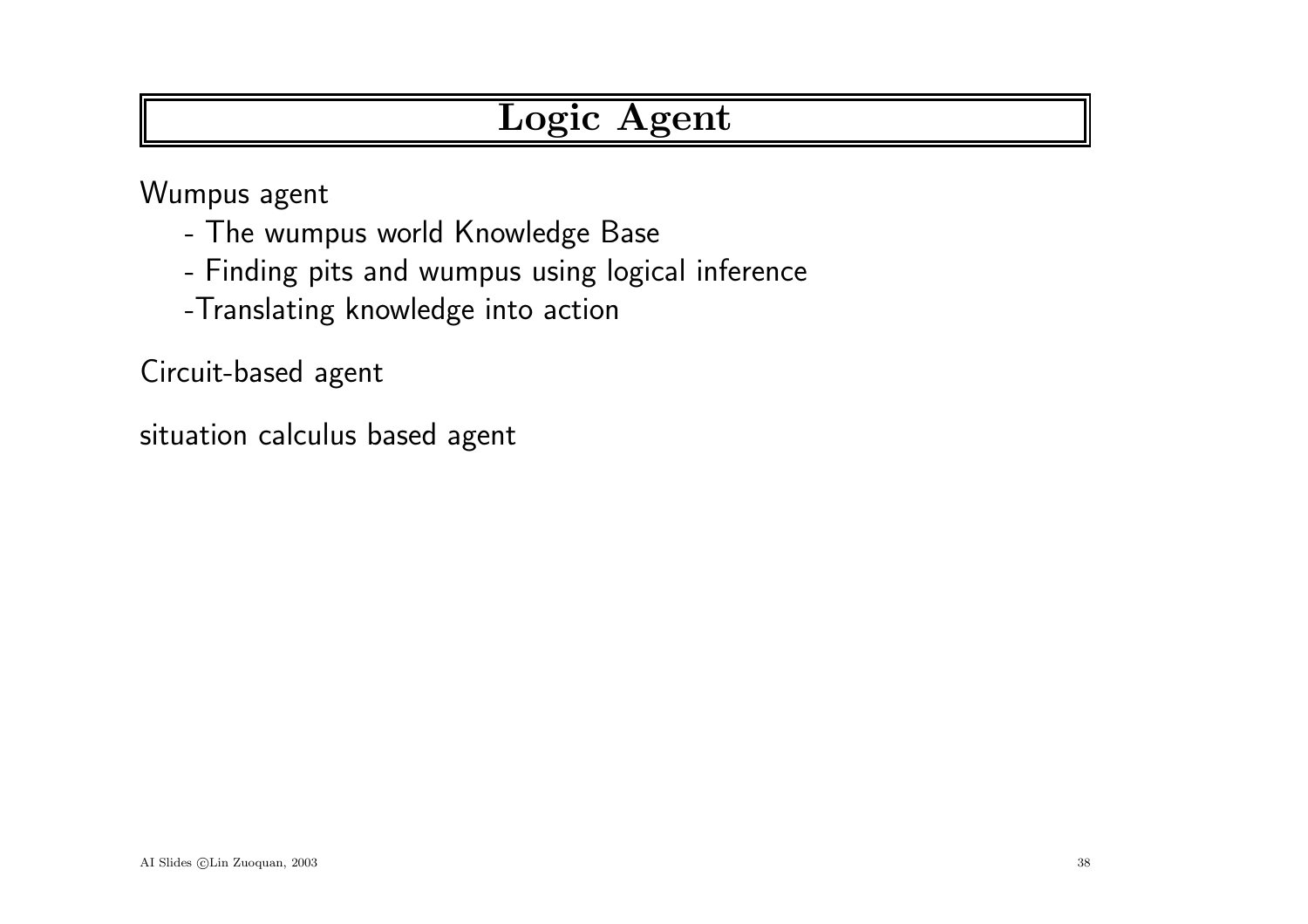# Logic Agent

Wumpus agent

- The wumpus world Knowledge Base
- Finding pits and wumpus using logical inference
- Translating knowledge into action

Circuit-based agent

situation calculus based agent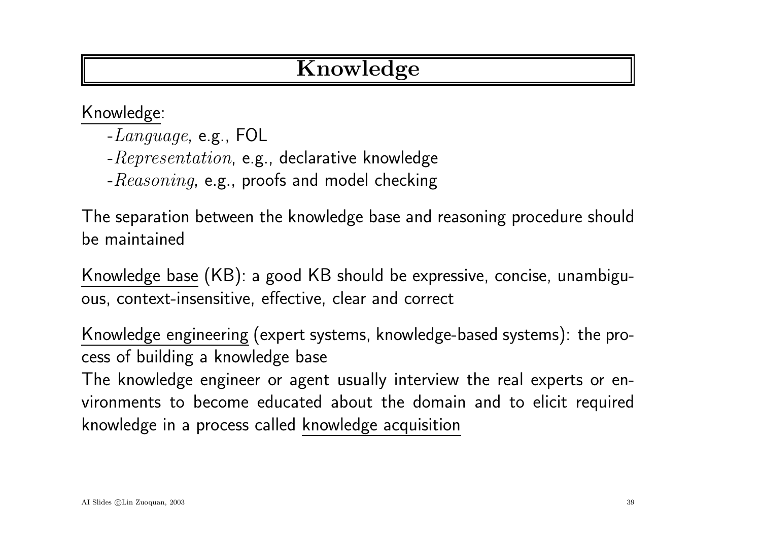# Knowledge

Knowledge:

-*Language*, e.g., FOL
-*Representation*, e.g., declarative knowledge
-*Reasoning*, e.g., proofs and model checking

The separation between the knowledge base and reasoning procedure should be maintained

Knowledge base (KB): a good KB should be expressive, concise, unambiguous, context-insensitive, effective, clear and correct

Knowledge engineering (expert systems, knowledge-based systems): the process of building a knowledge base

The knowledge engineer or agent usually interview the real experts or environments to become educated about the domain and to elicit required knowledge in a process called knowledge acquisition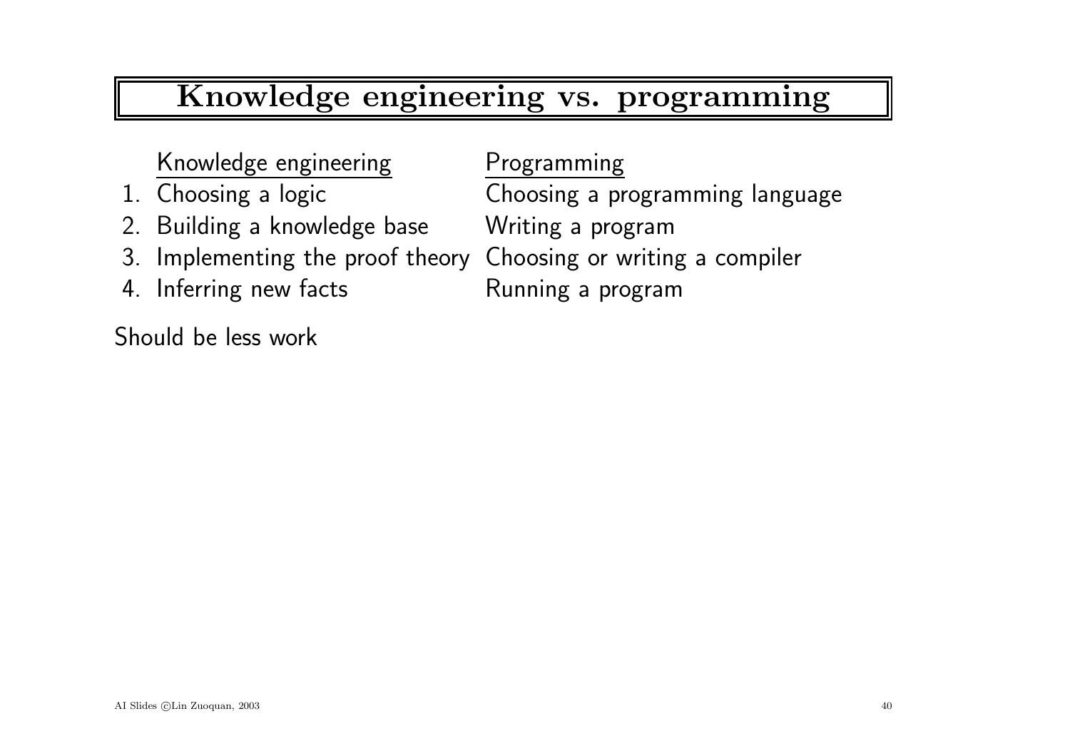# Knowledge engineering vs. programming

| | Knowledge engineering | Programming |
|---|---|---|
| 1. | Choosing a logic | Choosing a programming language |
| 2. | Building a knowledge base | Writing a program |
| 3. | Implementing the proof theory | Choosing or writing a compiler |
| 4. | Inferring new facts | Running a program |

Should be less work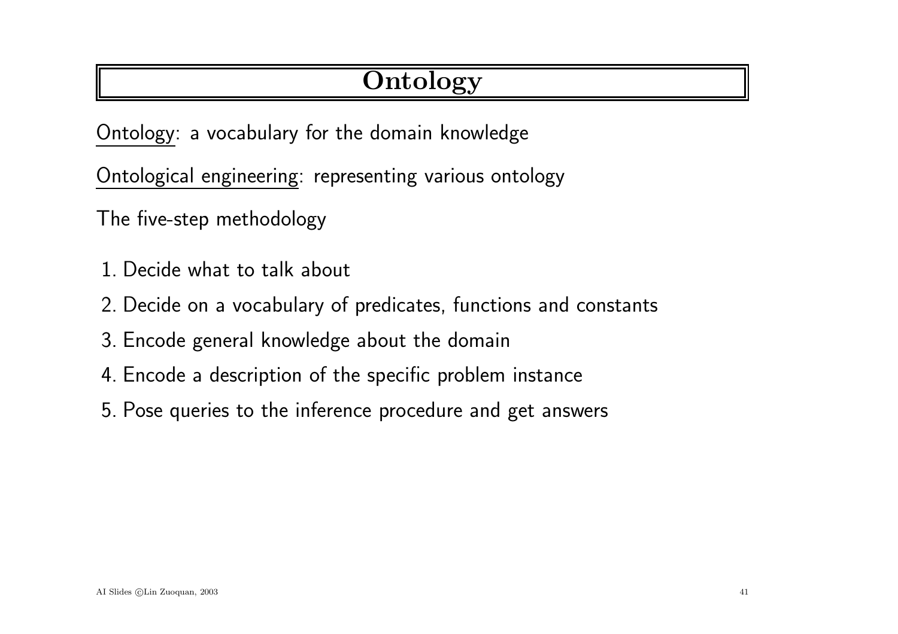# Ontology

Ontology: a vocabulary for the domain knowledge

Ontological engineering: representing various ontology

The five-step methodology

1. Decide what to talk about
2. Decide on a vocabulary of predicates, functions and constants
3. Encode general knowledge about the domain
4. Encode a description of the specific problem instance
5. Pose queries to the inference procedure and get answers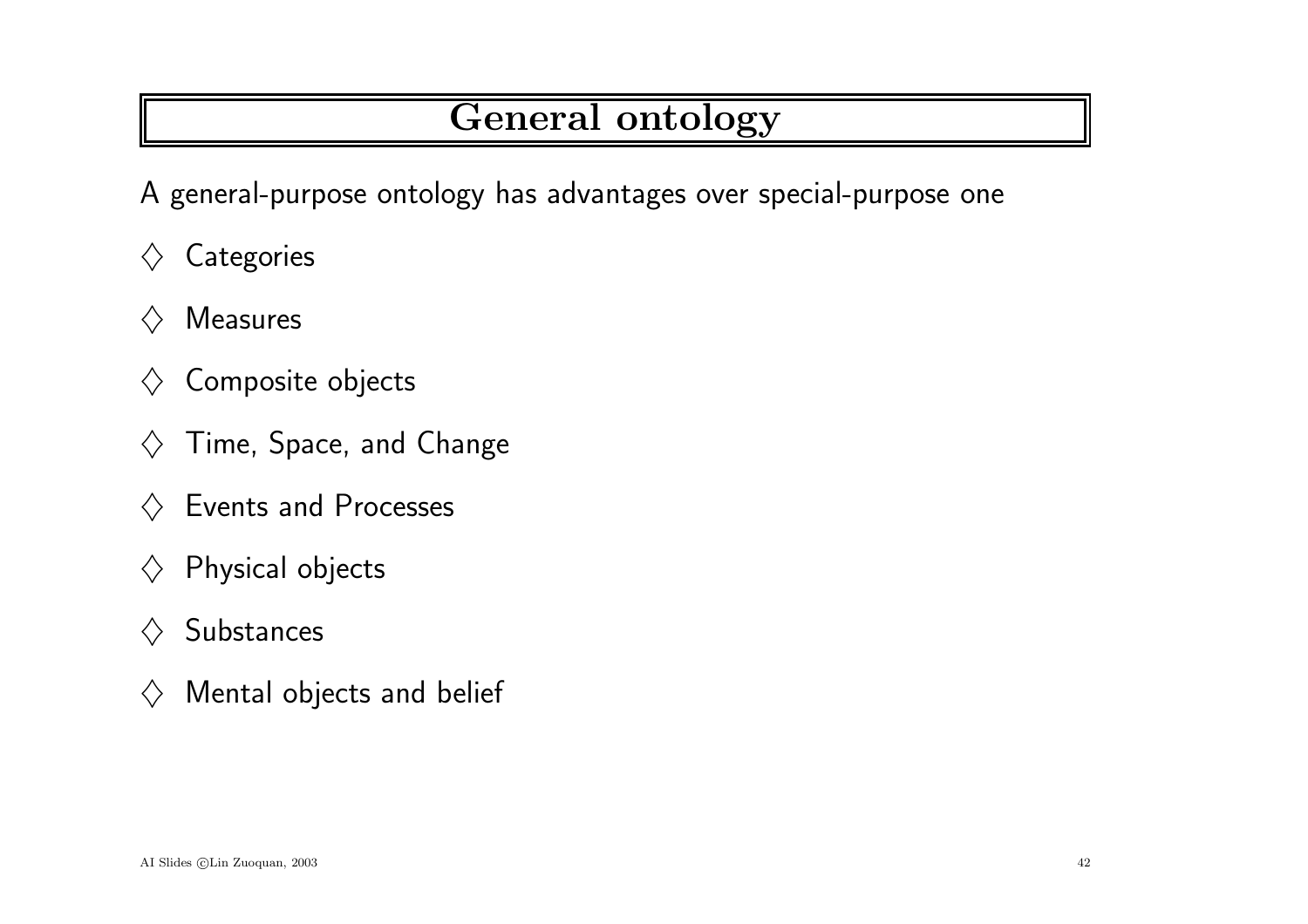# General ontology

A general-purpose ontology has advantages over special-purpose one

- ◇ Categories
- ◇ Measures
- ◇ Composite objects
- ◇ Time, Space, and Change
- ◇ Events and Processes
- ◇ Physical objects
- ◇ Substances
- ◇ Mental objects and belief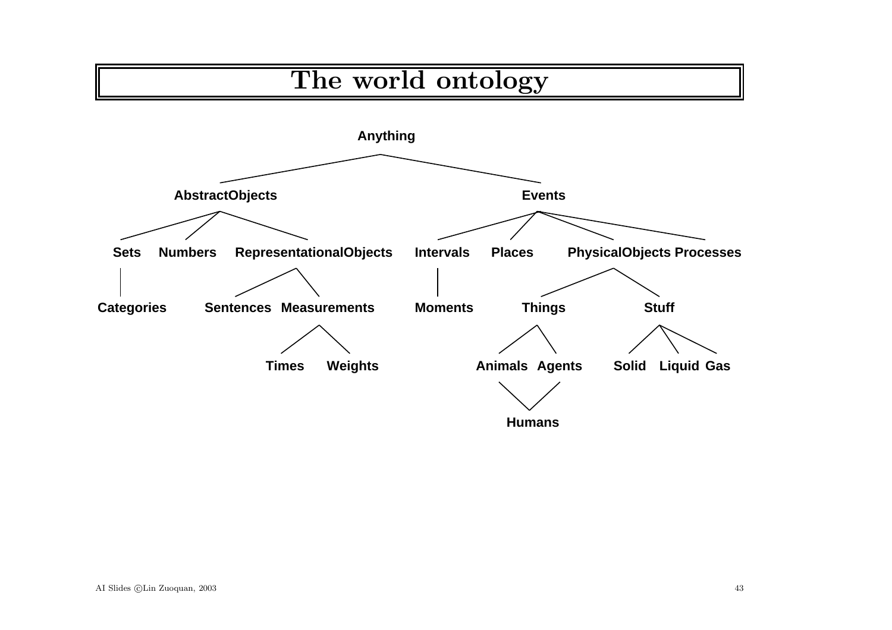# The world ontology

- Anything
  - AbstractObjects
    - Sets
      - Categories
    - Numbers
    - RepresentationalObjects
      - Sentences
      - Measurements
        - Times
        - Weights
  - Events
    - Intervals
      - Moments
    - Places
    - PhysicalObjects
      - Things
        - Animals
          - Humans
        - Agents
          - Humans
      - Stuff
        - Solid
        - Liquid
        - Gas
    - Processes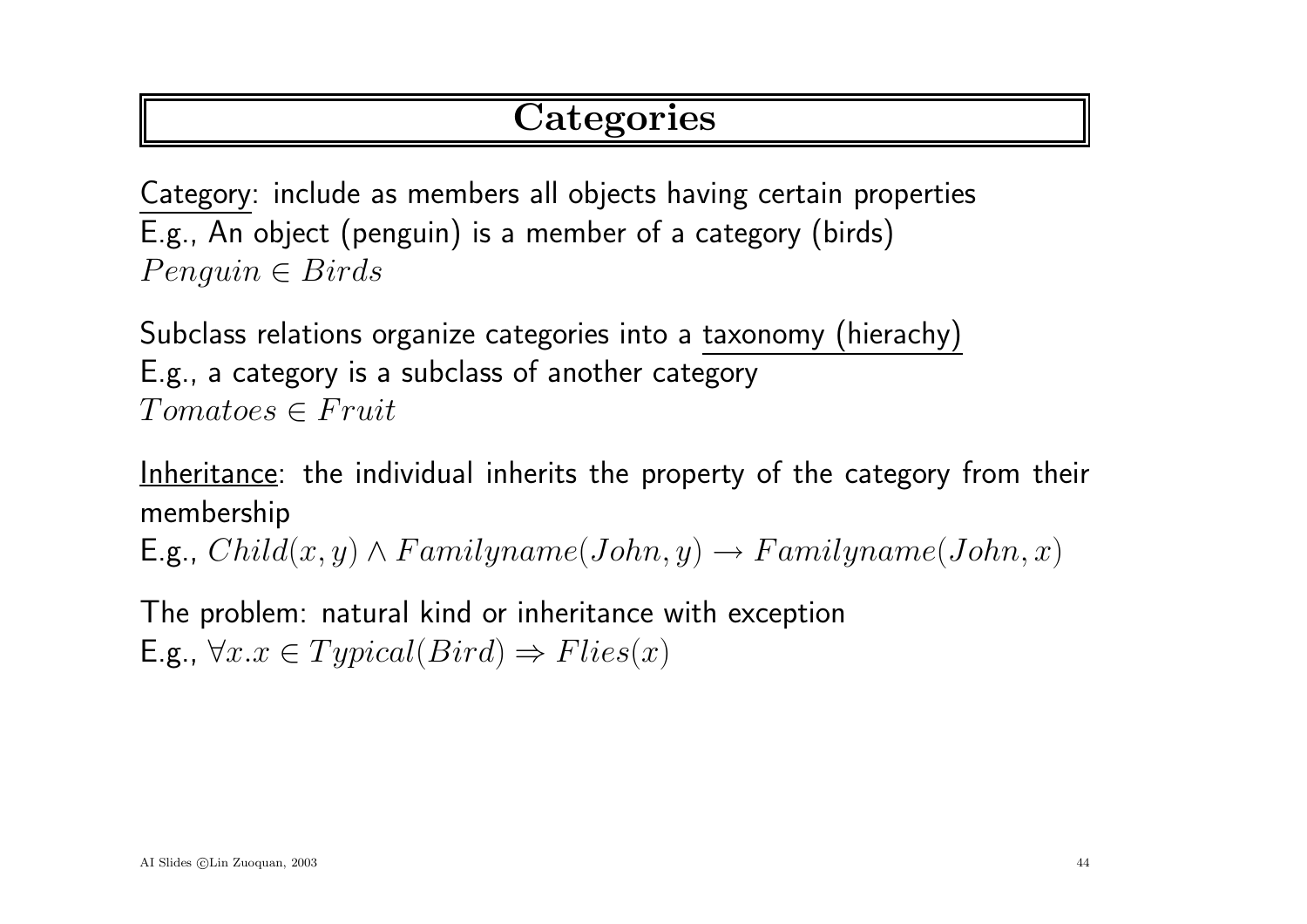# Categories

Category: include as members all objects having certain properties
E.g., An object (penguin) is a member of a category (birds)
$Penguin \in Birds$

Subclass relations organize categories into a taxonomy (hierachy)
E.g., a category is a subclass of another category
$Tomatoes \in Fruit$

Inheritance: the individual inherits the property of the category from their membership
E.g., $Child(x, y) \wedge Familyname(John, y) \rightarrow Familyname(John, x)$

The problem: natural kind or inheritance with exception
E.g., $\forall x . x \in Typical(Bird) \Rightarrow Flies(x)$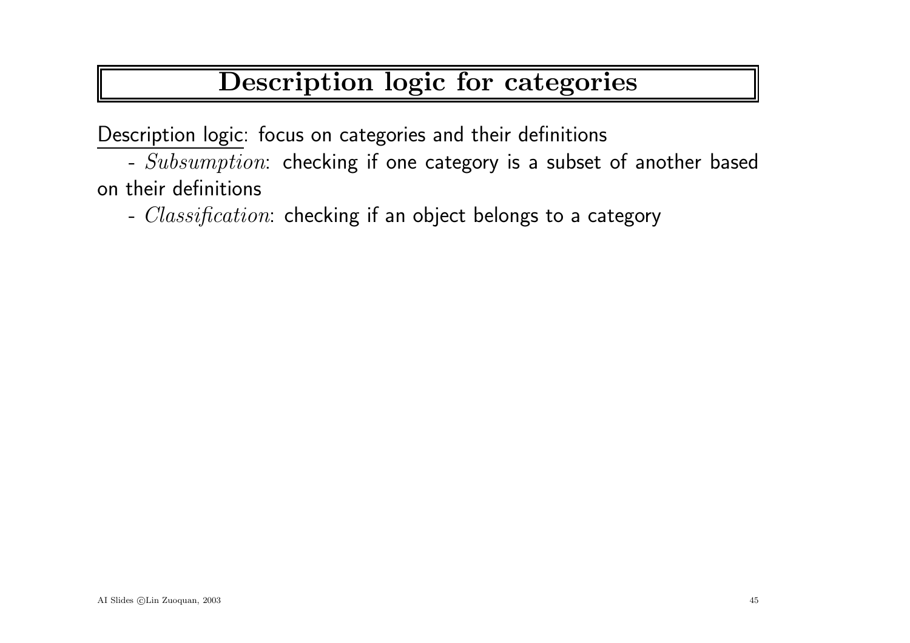# Description logic for categories

Description logic: focus on categories and their definitions

- *Subsumption*: checking if one category is a subset of another based on their definitions
- *Classification*: checking if an object belongs to a category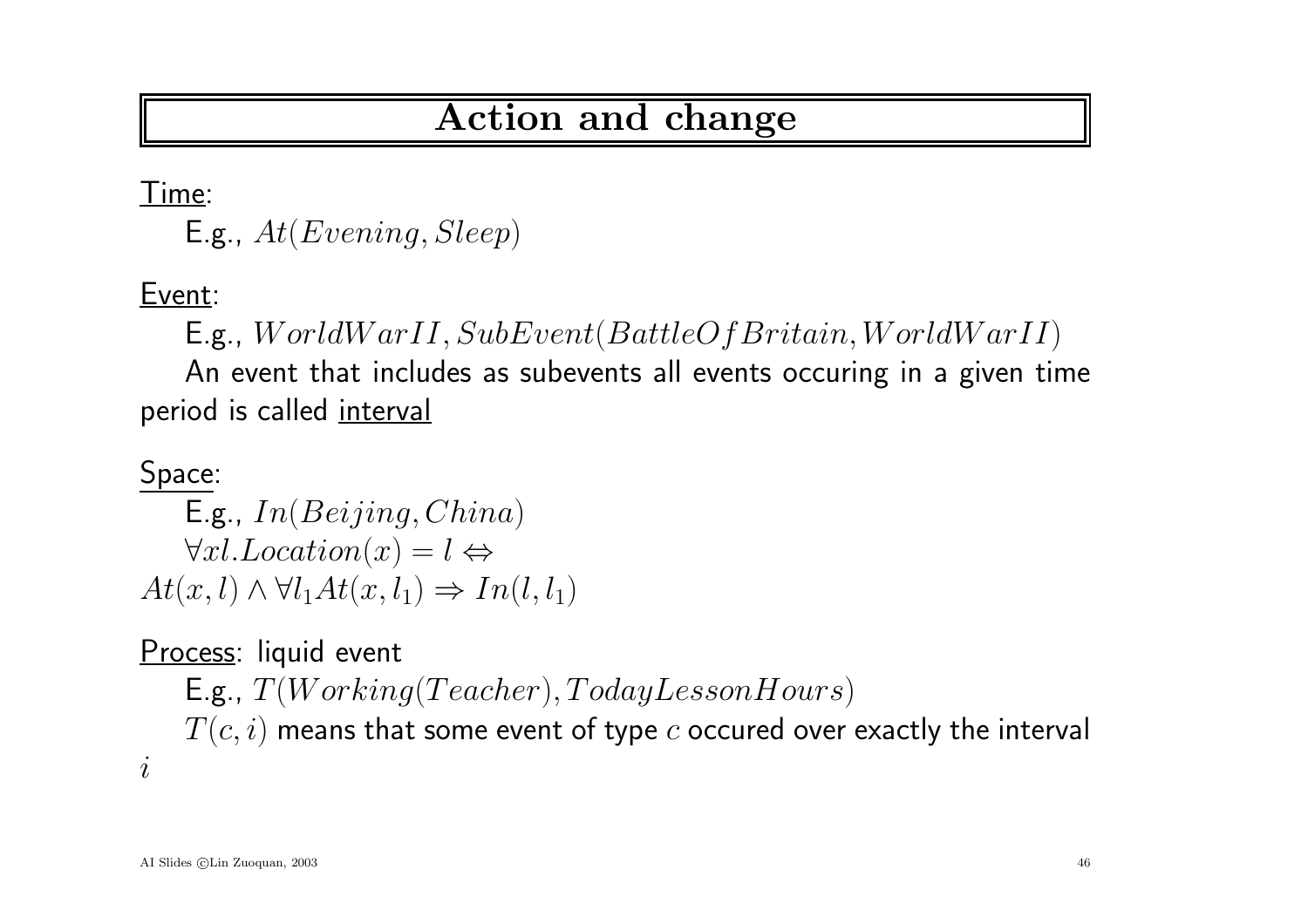# Action and change

<u>Time</u>:

E.g., $At(Evening, Sleep)$

<u>Event</u>:

E.g., $WorldWarII, SubEvent(BattleOfBritain, WorldWarII)$

An event that includes as subevents all events occuring in a given time period is called <u>interval</u>

<u>Space</u>:

E.g., $In(Beijing, China)$

$\forall xl.Location(x) = l \Leftrightarrow$
$At(x,l) \land \forall l_1 At(x,l_1) \Rightarrow In(l,l_1)$

<u>Process</u>: liquid event

E.g., $T(Working(Teacher), TodayLessonHours)$

$T(c,i)$ means that some event of type $c$ occured over exactly the interval $i$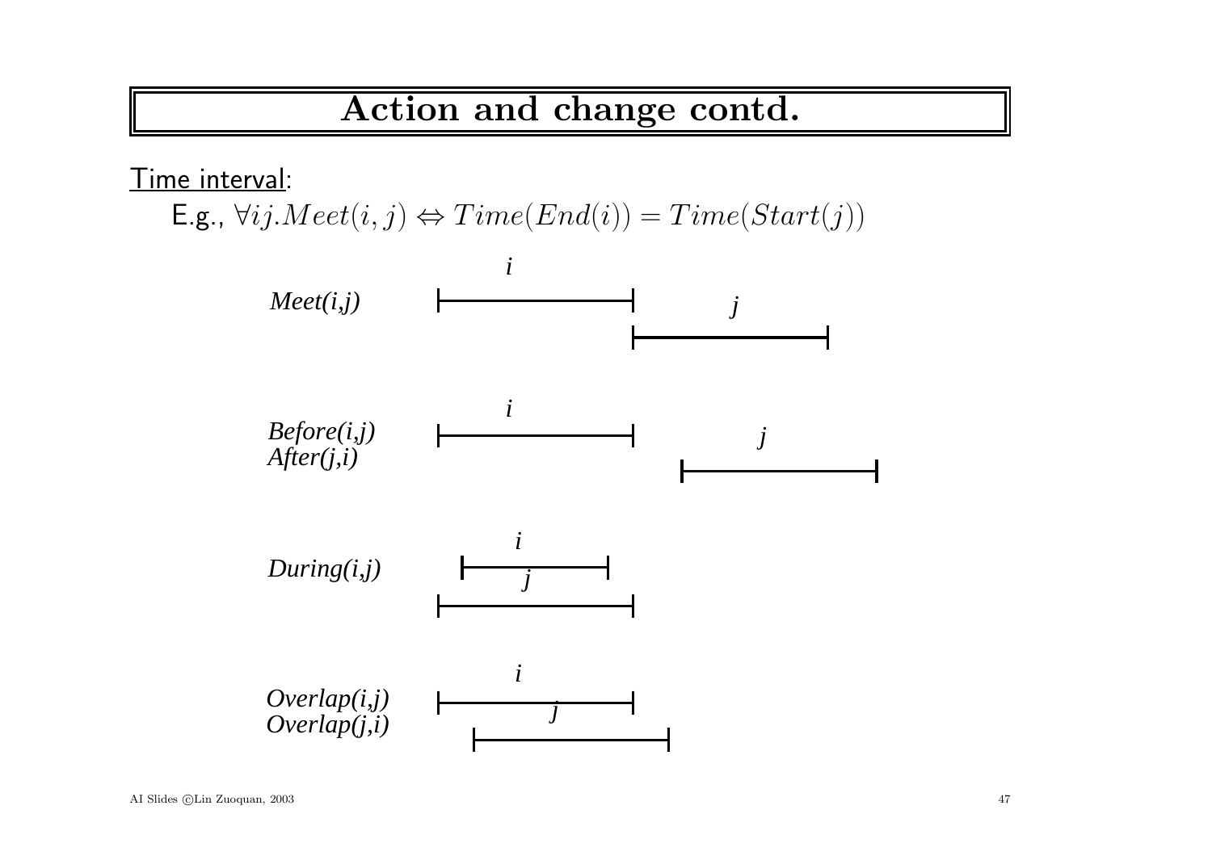# Action and change contd.

Time interval:

E.g., $\forall ij.Meet(i,j) \Leftrightarrow Time(End(i)) = Time(Start(j))$

*Meet(i,j)*

*Before(i,j)*
*After(j,i)*

*During(i,j)*

*Overlap(i,j)*
*Overlap(j,i)*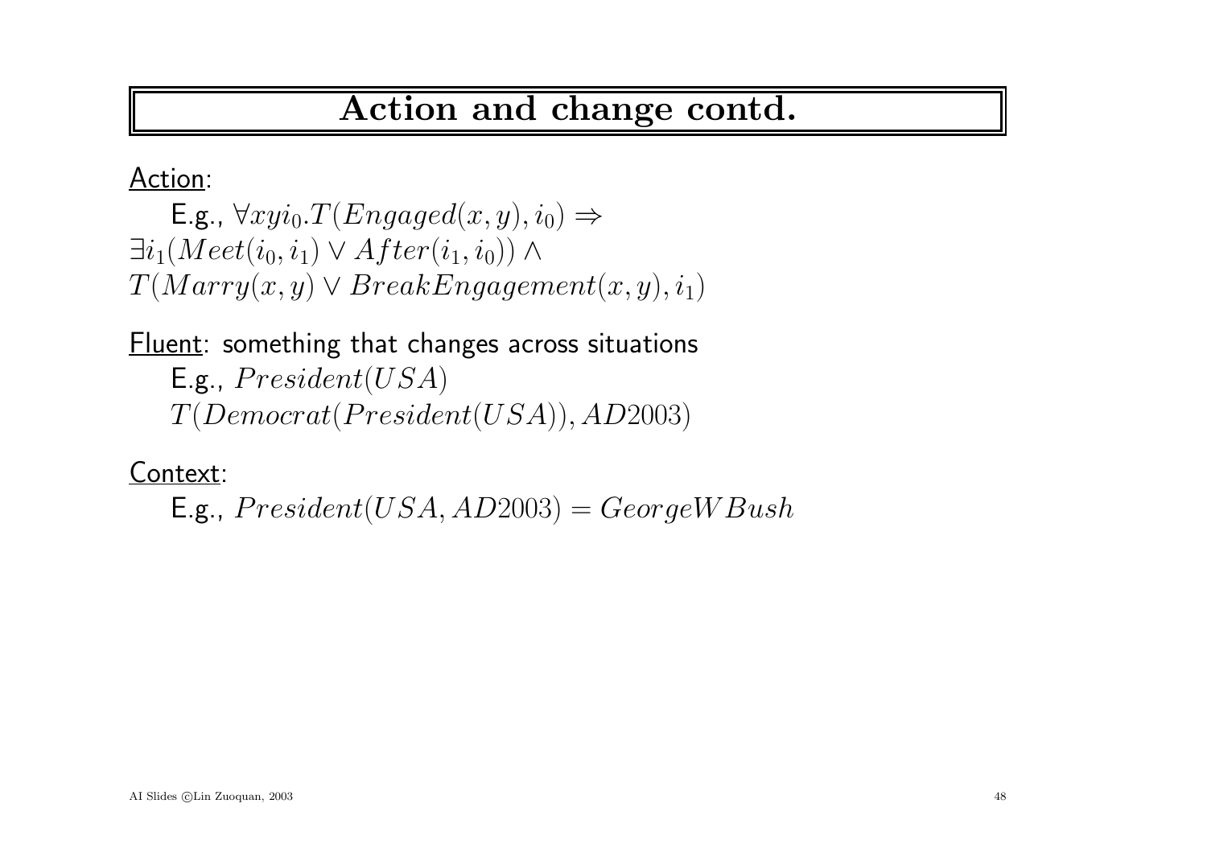# Action and change contd.

<u>Action</u>:

E.g., $\forall x y i_0 . T(Engaged(x, y), i_0) \Rightarrow$
$\exists i_1 (Meet(i_0, i_1) \vee After(i_1, i_0)) \wedge$
$T(Marry(x, y) \vee BreakEngagement(x, y), i_1)$

<u>Fluent</u>: something that changes across situations

E.g., $President(USA)$

$T(Democrat(President(USA)), AD2003)$

<u>Context</u>:

E.g., $President(USA, AD2003) = GeorgeWBush$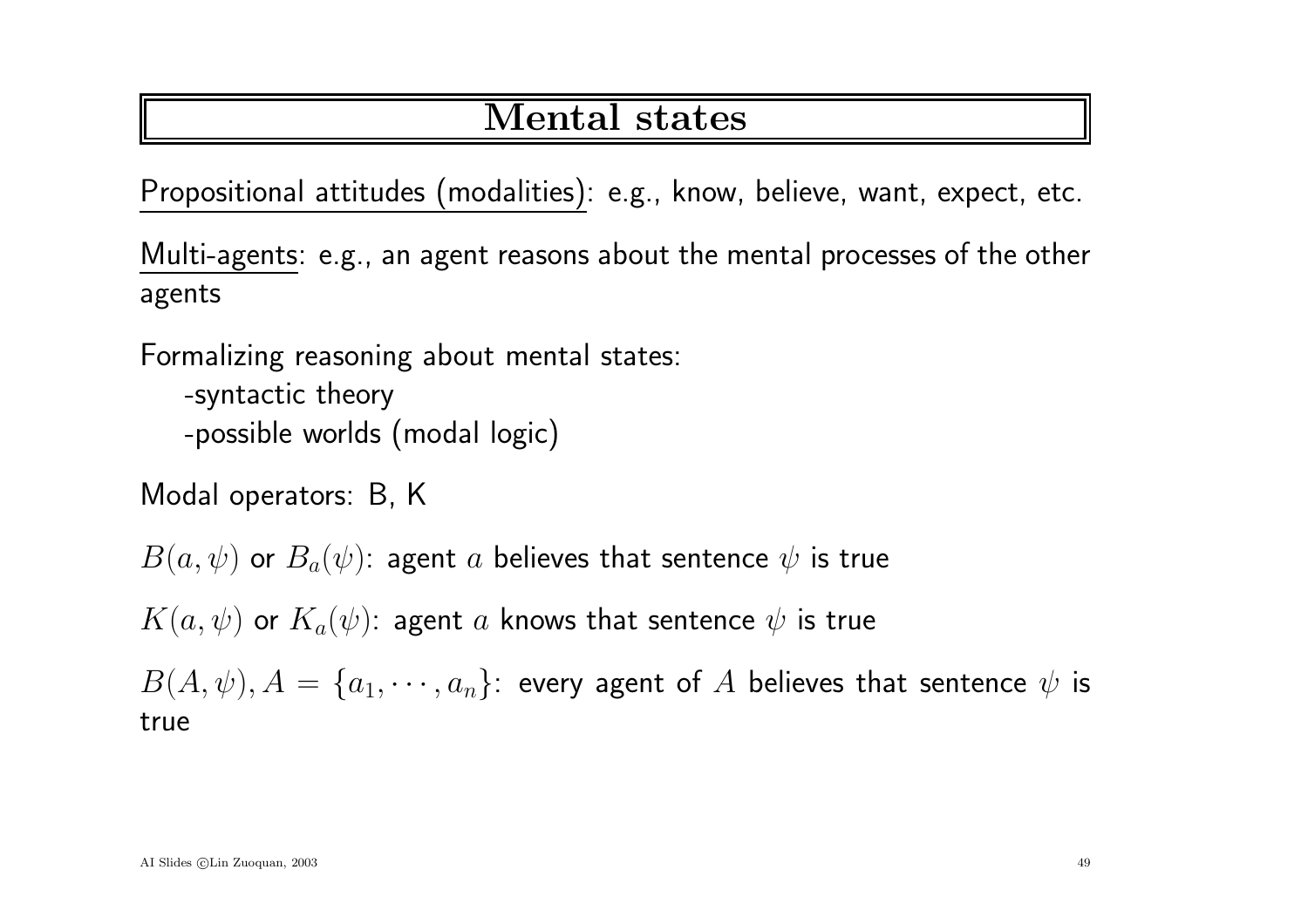# Mental states

<u>Propositional attitudes (modalities)</u>: e.g., know, believe, want, expect, etc.

<u>Multi-agents</u>: e.g., an agent reasons about the mental processes of the other agents

Formalizing reasoning about mental states:
- -syntactic theory
- -possible worlds (modal logic)

Modal operators: B, K

$B(a, \psi)$ or $B_a(\psi)$: agent $a$ believes that sentence $\psi$ is true

$K(a, \psi)$ or $K_a(\psi)$: agent $a$ knows that sentence $\psi$ is true

$B(A, \psi), A = \{a_1, \cdots, a_n\}$: every agent of $A$ believes that sentence $\psi$ is true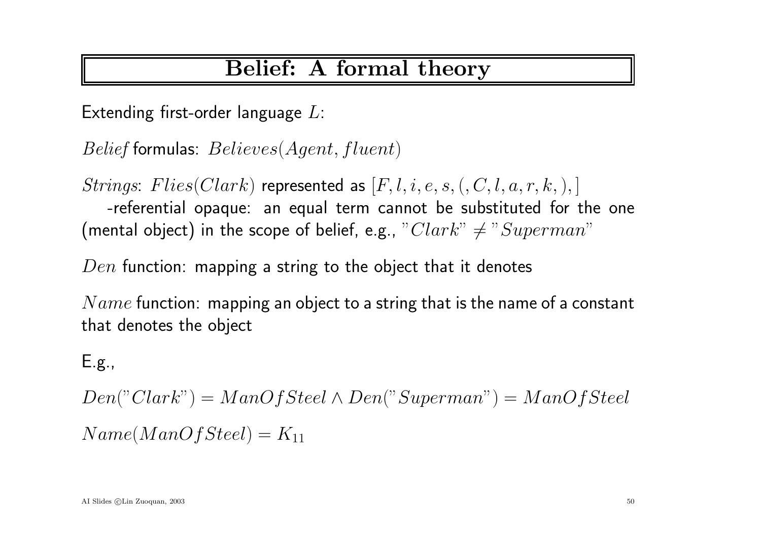# Belief: A formal theory

Extending first-order language $L$:

$Belief$ formulas: $Believes(Agent, fluent)$

$Strings$: $Flies(Clark)$ represented as $[F, l, i, e, s, (, C, l, a, r, k, ), ]$

-referential opaque: an equal term cannot be substituted for the one (mental object) in the scope of belief, e.g., $"Clark" \neq "Superman"$

$Den$ function: mapping a string to the object that it denotes

$Name$ function: mapping an object to a string that is the name of a constant that denotes the object

E.g.,

$$Den("Clark") = ManOfSteel \wedge Den("Superman") = ManOfSteel$$

$$Name(ManOfSteel) = K_{11}$$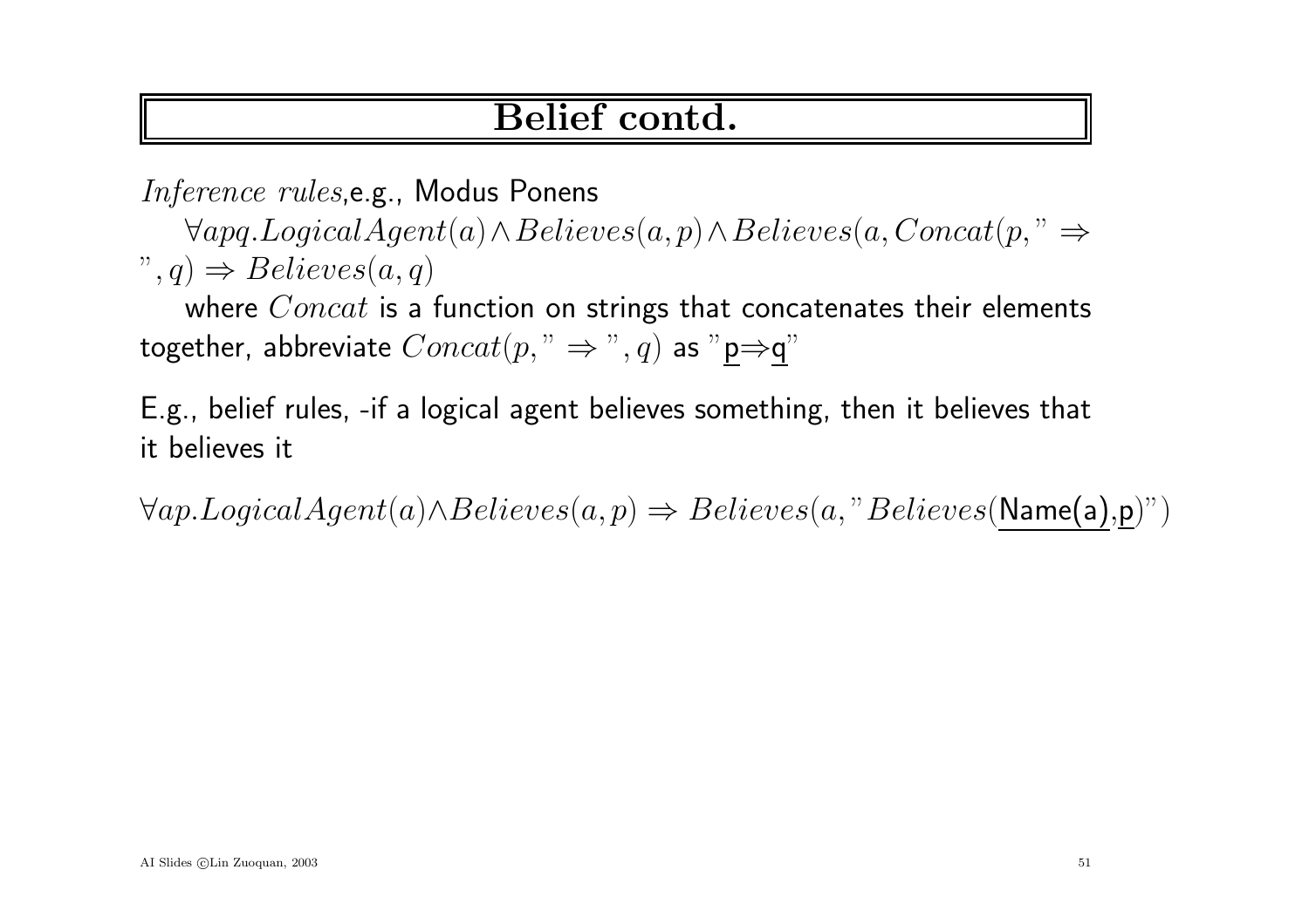# Belief contd.

*Inference rules*, e.g., Modus Ponens

$\forall apq.LogicalAgent(a) \wedge Believes(a, p) \wedge Believes(a, Concat(p, " \Rightarrow ", q) \Rightarrow Believes(a, q)$

where $Concat$ is a function on strings that concatenates their elements together, abbreviate $Concat(p, " \Rightarrow ", q)$ as "$\underline{\mathsf{p}} \Rightarrow \underline{\mathsf{q}}$"

E.g., belief rules, -if a logical agent believes something, then it believes that it believes it

$\forall ap.LogicalAgent(a) \wedge Believes(a, p) \Rightarrow Believes(a, "Believes(\underline{\mathsf{Name(a)}}, \underline{\mathsf{p}})")$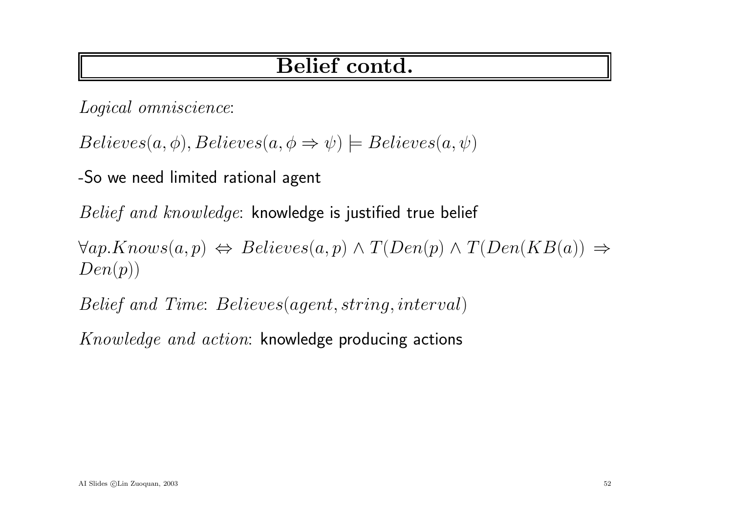# Belief contd.

*Logical omniscience*:

$Believes(a, \phi), Believes(a, \phi \Rightarrow \psi) \models Believes(a, \psi)$

-So we need limited rational agent

*Belief and knowledge*: knowledge is justified true belief

$\forall ap.Knows(a, p) \Leftrightarrow Believes(a, p) \wedge T(Den(p) \wedge T(Den(KB(a)) \Rightarrow Den(p))$

*Belief and Time*: $Believes(agent, string, interval)$

*Knowledge and action*: knowledge producing actions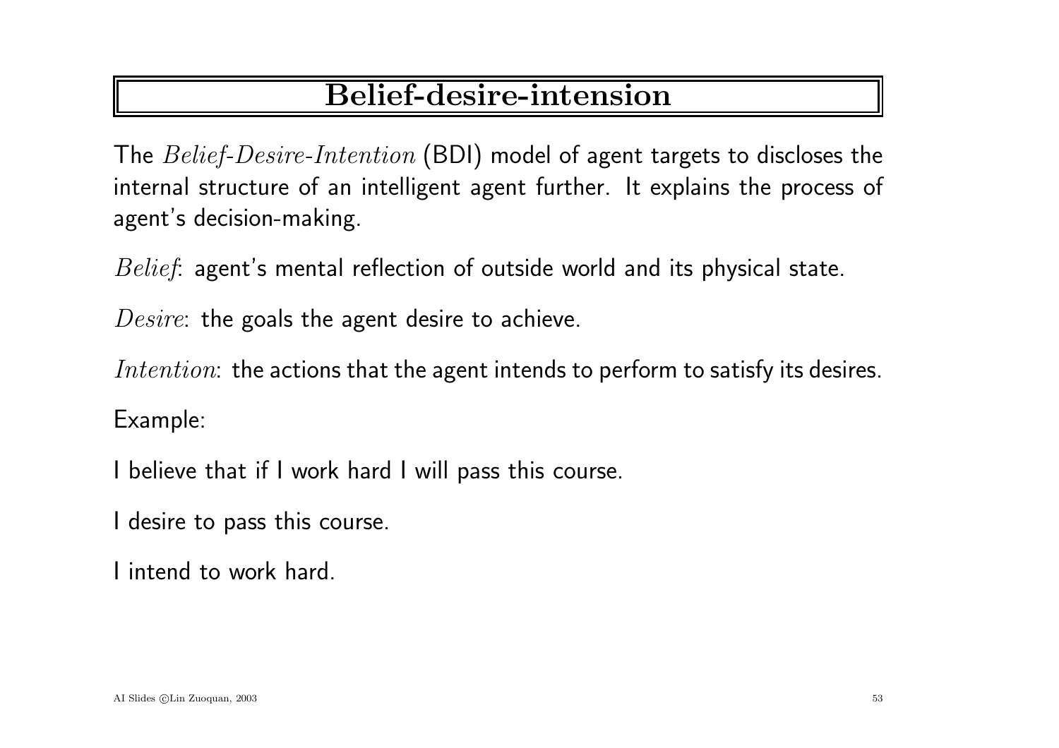# Belief-desire-intension

The *Belief-Desire-Intention* (BDI) model of agent targets to discloses the internal structure of an intelligent agent further. It explains the process of agent's decision-making.

*Belief*: agent's mental reflection of outside world and its physical state.

*Desire*: the goals the agent desire to achieve.

*Intention*: the actions that the agent intends to perform to satisfy its desires.

Example:

I believe that if I work hard I will pass this course.

I desire to pass this course.

I intend to work hard.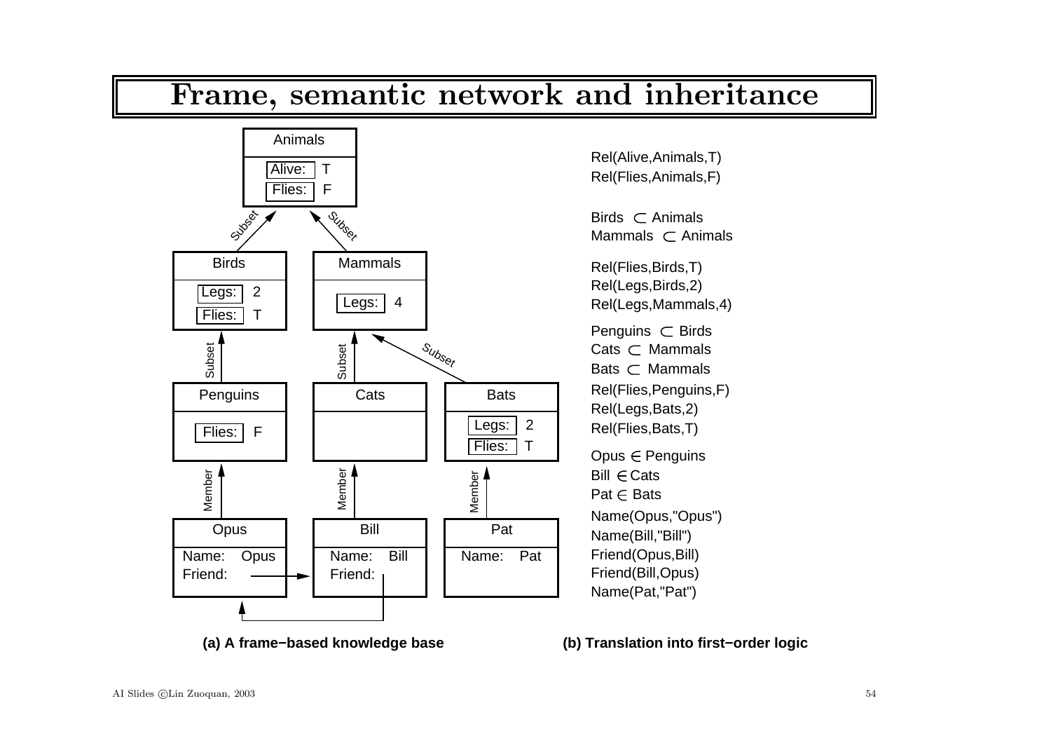# Frame, semantic network and inheritance

**(a) A frame−based knowledge base**

| Frame | Slots |
|---|---|
| Animals | Alive: T; Flies: F |
| Birds (Subset of Animals) | Legs: 2; Flies: T |
| Mammals (Subset of Animals) | Legs: 4 |
| Penguins (Subset of Birds) | Flies: F |
| Cats (Subset of Mammals) | |
| Bats (Subset of Mammals) | Legs: 2; Flies: T |
| Opus (Member of Penguins) | Name: Opus; Friend: → Bill |
| Bill (Member of Cats) | Name: Bill; Friend: → Opus |
| Pat (Member of Bats) | Name: Pat |

**(b) Translation into first−order logic**

Rel(Alive,Animals,T)
Rel(Flies,Animals,F)

Birds $\subset$ Animals
Mammals $\subset$ Animals

Rel(Flies,Birds,T)
Rel(Legs,Birds,2)
Rel(Legs,Mammals,4)

Penguins $\subset$ Birds
Cats $\subset$ Mammals
Bats $\subset$ Mammals
Rel(Flies,Penguins,F)
Rel(Legs,Bats,2)
Rel(Flies,Bats,T)

Opus $\in$ Penguins
Bill $\in$ Cats
Pat $\in$ Bats
Name(Opus,"Opus")
Name(Bill,"Bill")
Friend(Opus,Bill)
Friend(Bill,Opus)
Name(Pat,"Pat")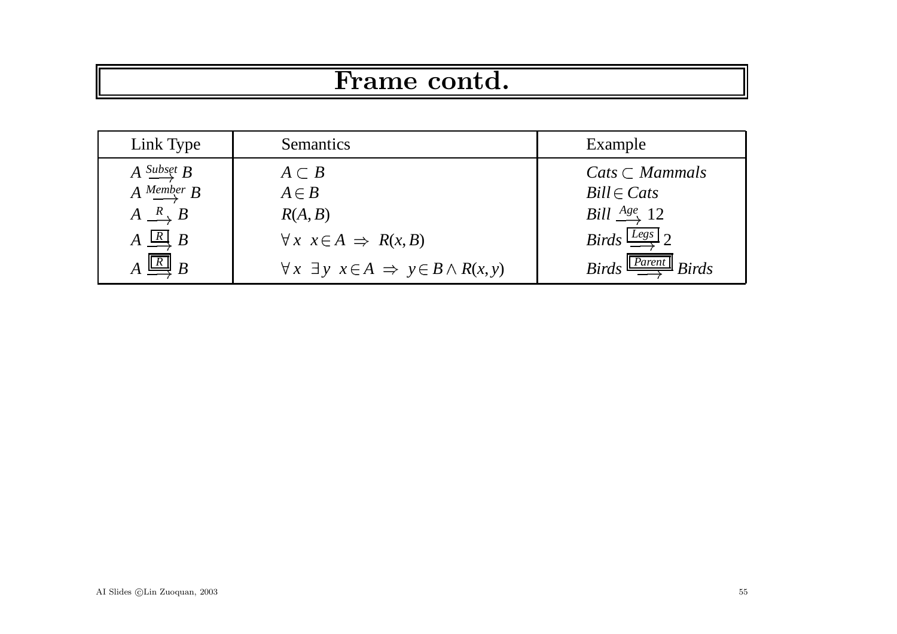# Frame contd.

| Link Type | Semantics | Example |
|---|---|---|
| $A \xrightarrow{Subset} B$ | $A \subset B$ | $Cats \subset Mammals$ |
| $A \xrightarrow{Member} B$ | $A \in B$ | $Bill \in Cats$ |
| $A \xrightarrow{R} B$ | $R(A, B)$ | $Bill \xrightarrow{Age} 12$ |
| $A \xrightarrow{\boxed{R}} B$ | $\forall x \;\; x \in A \;\Rightarrow\; R(x, B)$ | $Birds \xrightarrow{\boxed{Legs}} 2$ |
| $A \xrightarrow{\boxed{\boxed{R}}} B$ | $\forall x \;\; \exists y \;\; x \in A \;\Rightarrow\; y \in B \wedge R(x, y)$ | $Birds \xrightarrow{\boxed{\boxed{Parent}}} Birds$ |

AI Slides ©Lin Zuoquan, 2003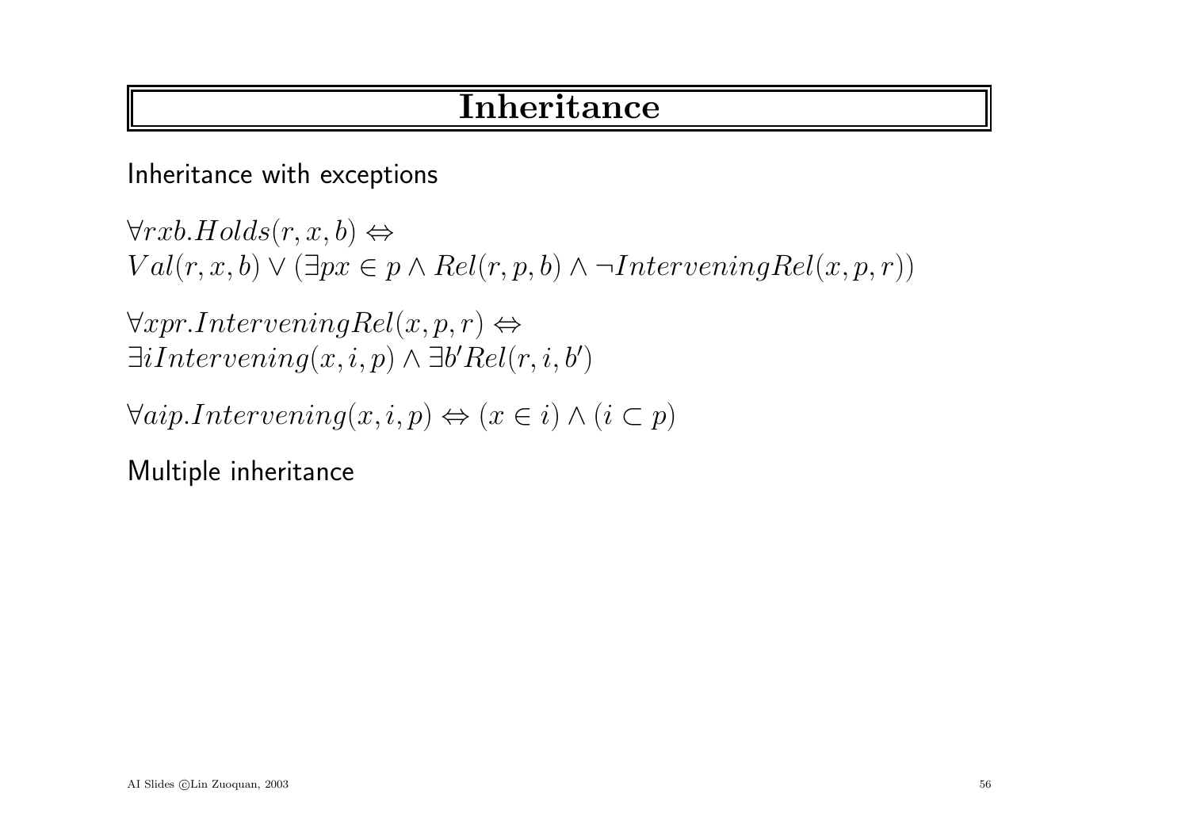# Inheritance

Inheritance with exceptions

$\forall rxb.Holds(r, x, b) \Leftrightarrow$
$Val(r, x, b) \vee (\exists px \in p \wedge Rel(r, p, b) \wedge \neg InterveningRel(x, p, r))$

$\forall xpr.InterveningRel(x, p, r) \Leftrightarrow$
$\exists i Intervening(x, i, p) \wedge \exists b' Rel(r, i, b')$

$\forall aip.Intervening(x, i, p) \Leftrightarrow (x \in i) \wedge (i \subset p)$

Multiple inheritance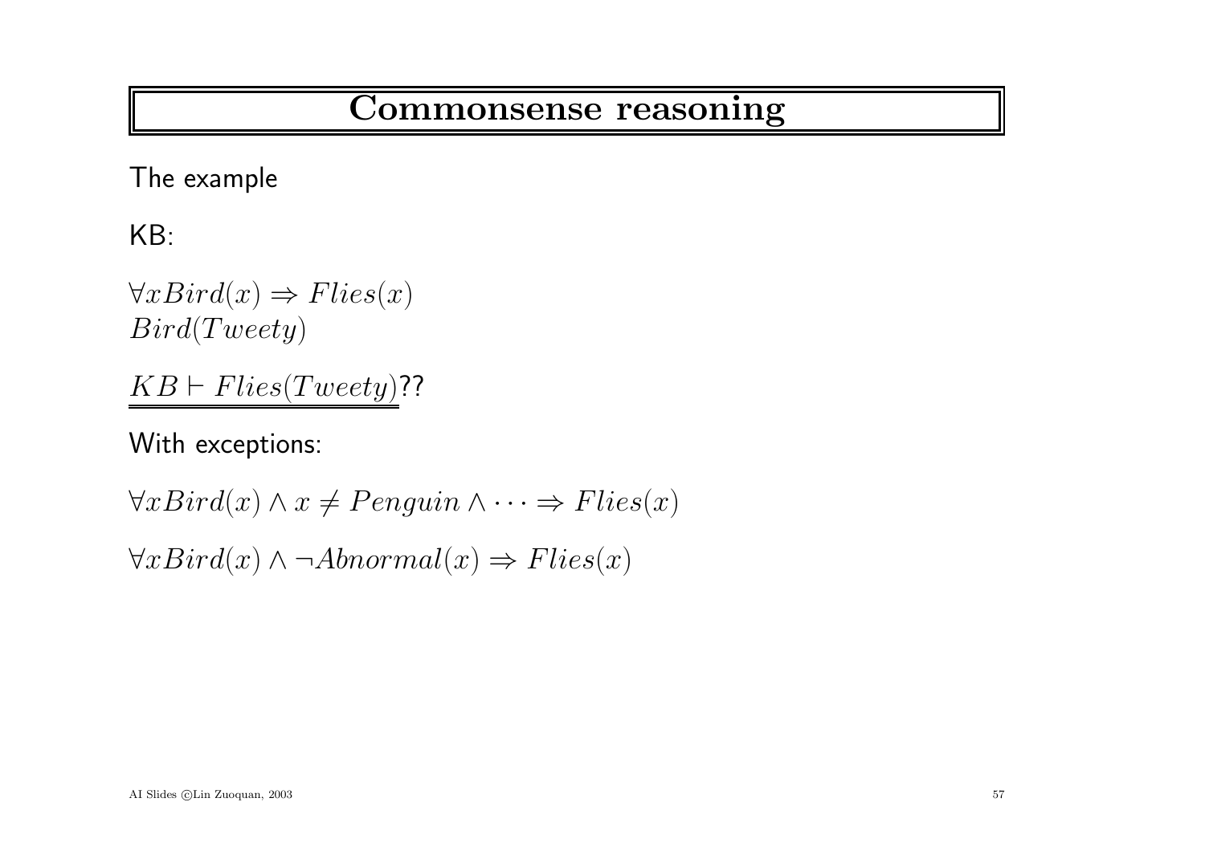# Commonsense reasoning

The example

KB:

$\forall x Bird(x) \Rightarrow Flies(x)$
$Bird(Tweety)$

$\underline{\underline{KB \vdash Flies(Tweety)}}$??

With exceptions:

$\forall x Bird(x) \wedge x \neq Penguin \wedge \cdots \Rightarrow Flies(x)$

$\forall x Bird(x) \wedge \neg Abnormal(x) \Rightarrow Flies(x)$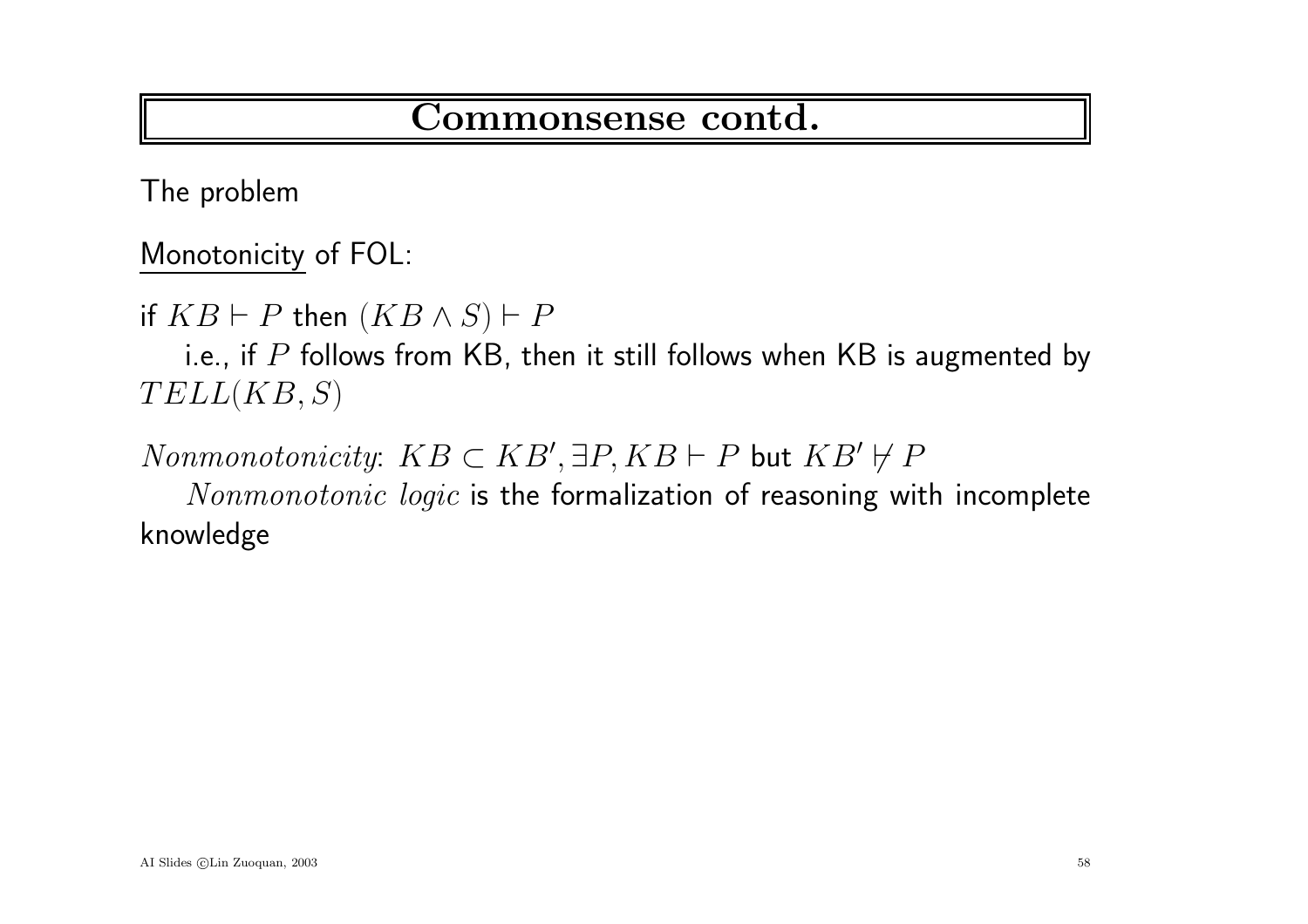# Commonsense contd.

The problem

Monotonicity of FOL:

if $KB \vdash P$ then $(KB \wedge S) \vdash P$

i.e., if $P$ follows from KB, then it still follows when KB is augmented by $TELL(KB, S)$

*Nonmonotonicity*: $KB \subset KB', \exists P, KB \vdash P$ but $KB' \not\vdash P$

*Nonmonotonic logic* is the formalization of reasoning with incomplete knowledge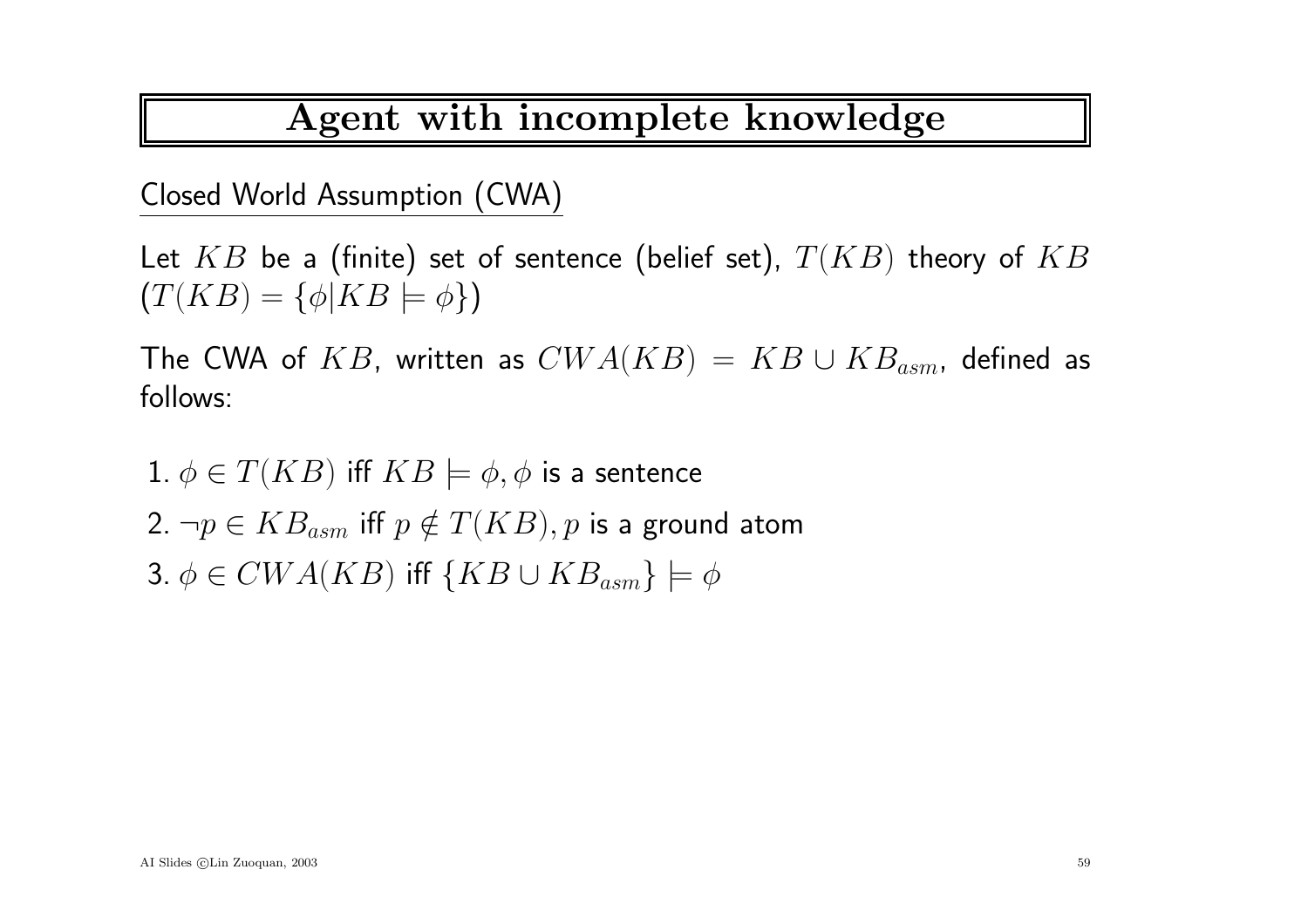# Agent with incomplete knowledge

Closed World Assumption (CWA)

Let $KB$ be a (finite) set of sentence (belief set), $T(KB)$ theory of $KB$ $(T(KB) = \{\phi | KB \models \phi\})$

The CWA of $KB$, written as $CWA(KB) = KB \cup KB_{asm}$, defined as follows:

1. $\phi \in T(KB)$ iff $KB \models \phi, \phi$ is a sentence
2. $\neg p \in KB_{asm}$ iff $p \notin T(KB), p$ is a ground atom
3. $\phi \in CWA(KB)$ iff $\{KB \cup KB_{asm}\} \models \phi$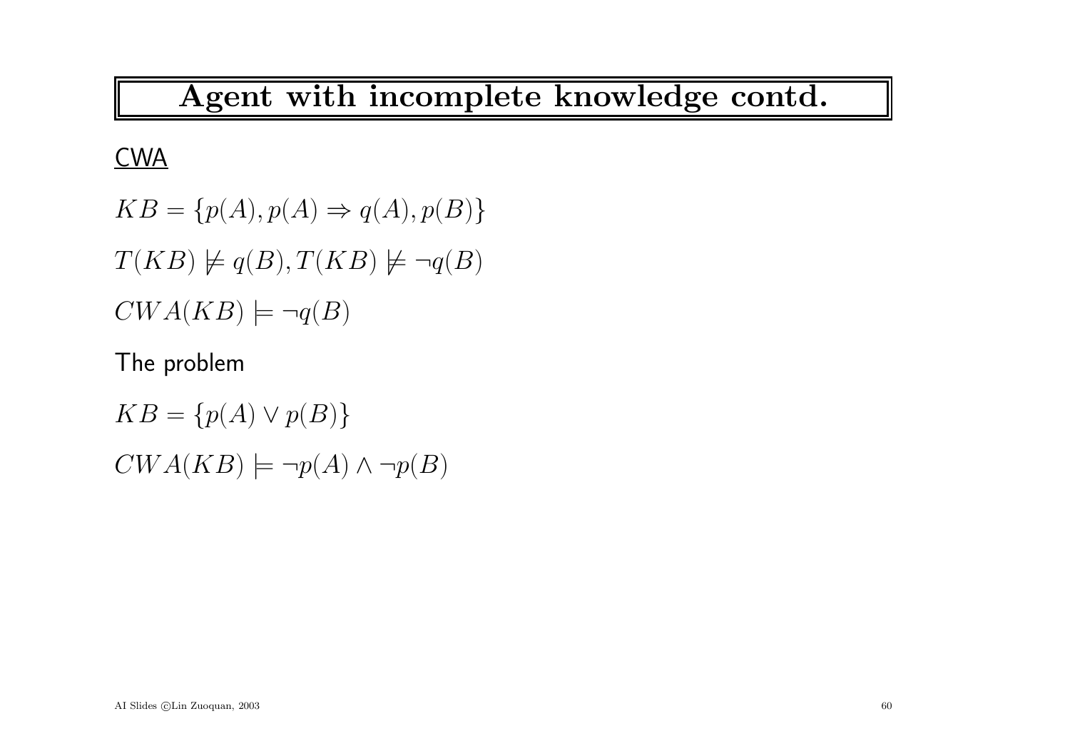# Agent with incomplete knowledge contd.

<u>CWA</u>

$KB = \{p(A), p(A) \Rightarrow q(A), p(B)\}$

$T(KB) \not\models q(B), T(KB) \not\models \neg q(B)$

$CWA(KB) \models \neg q(B)$

The problem

$KB = \{p(A) \vee p(B)\}$

$CWA(KB) \models \neg p(A) \wedge \neg p(B)$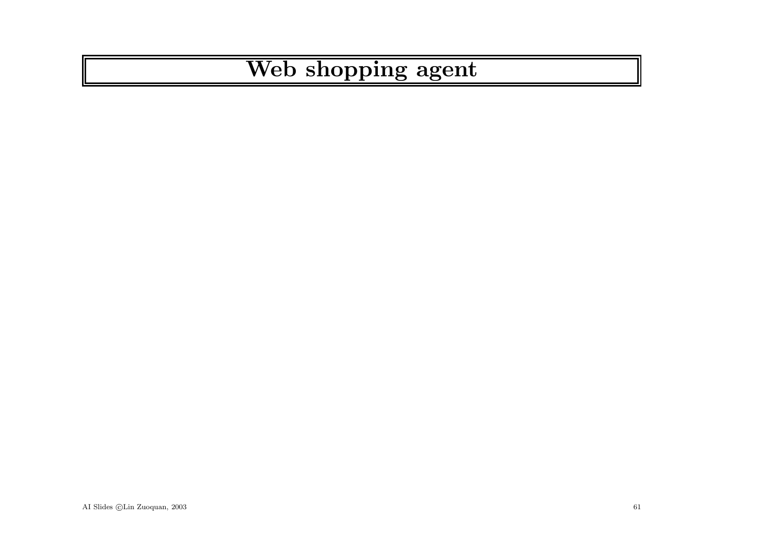# Web shopping agent